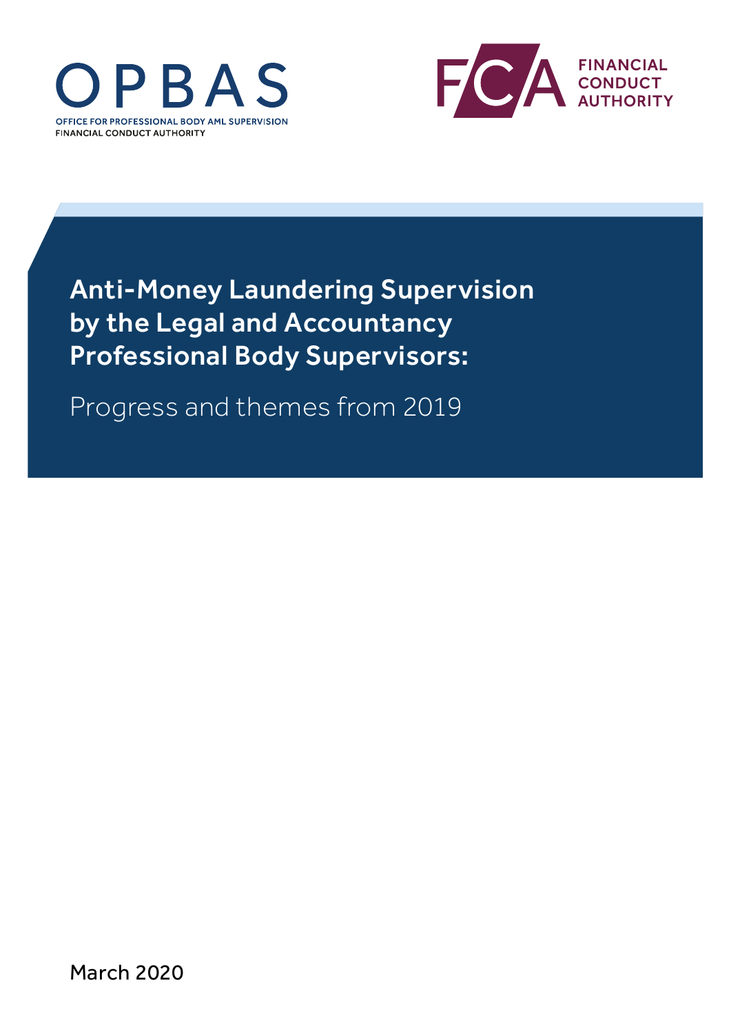OPBAS

OFFICE FOR PROFESSIONAL BODY AML SUPERVISION
FINANCIAL CONDUCT AUTHORITY

FCA FINANCIAL CONDUCT AUTHORITY

# Anti-Money Laundering Supervision by the Legal and Accountancy Professional Body Supervisors:

## Progress and themes from 2019

March 2020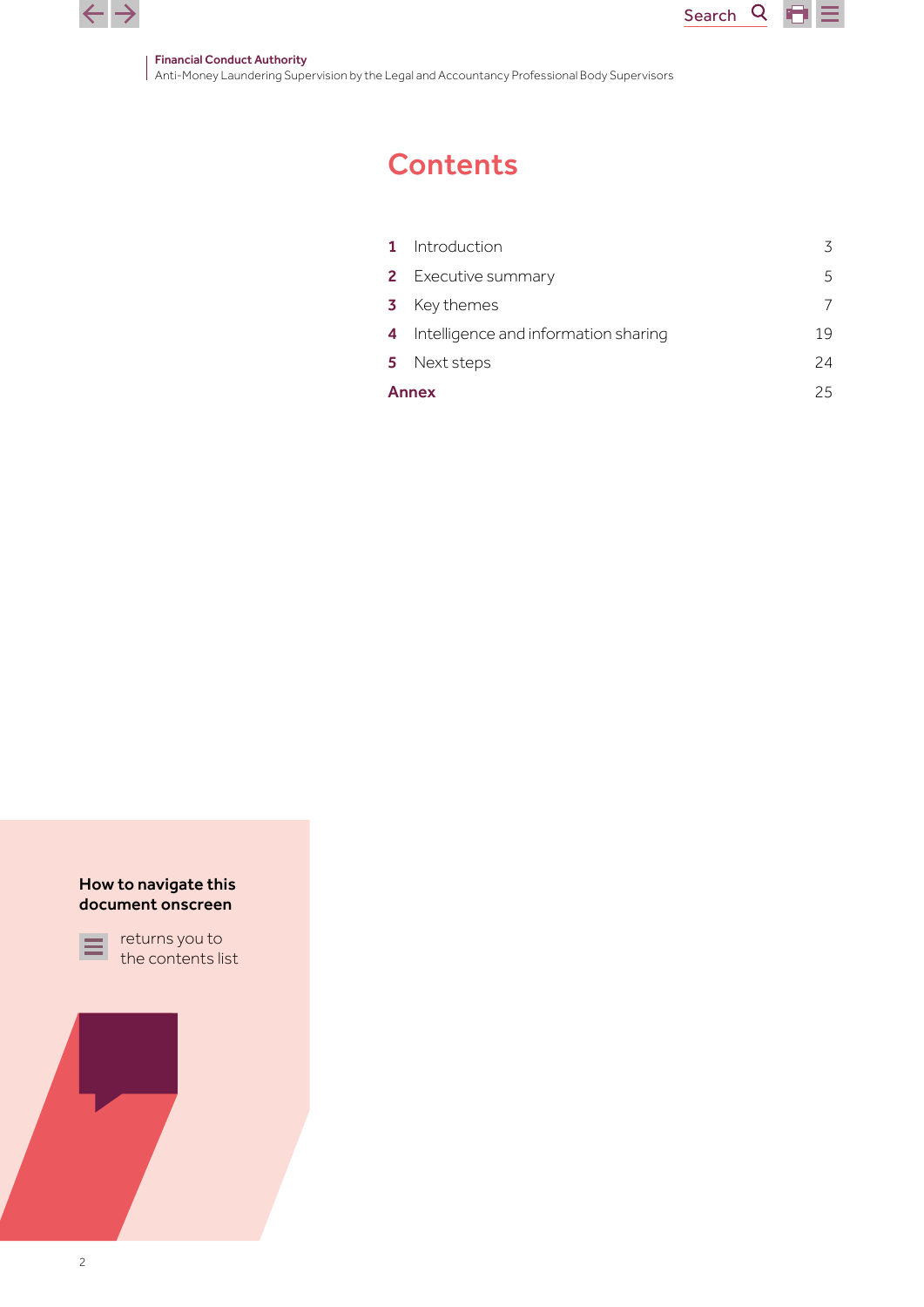# Contents

| | | |
|---|---|---|
| 1 | Introduction | 3 |
| 2 | Executive summary | 5 |
| 3 | Key themes | 7 |
| 4 | Intelligence and information sharing | 19 |
| 5 | Next steps | 24 |
| **Annex** | | 25 |

**How to navigate this document onscreen**

returns you to the contents list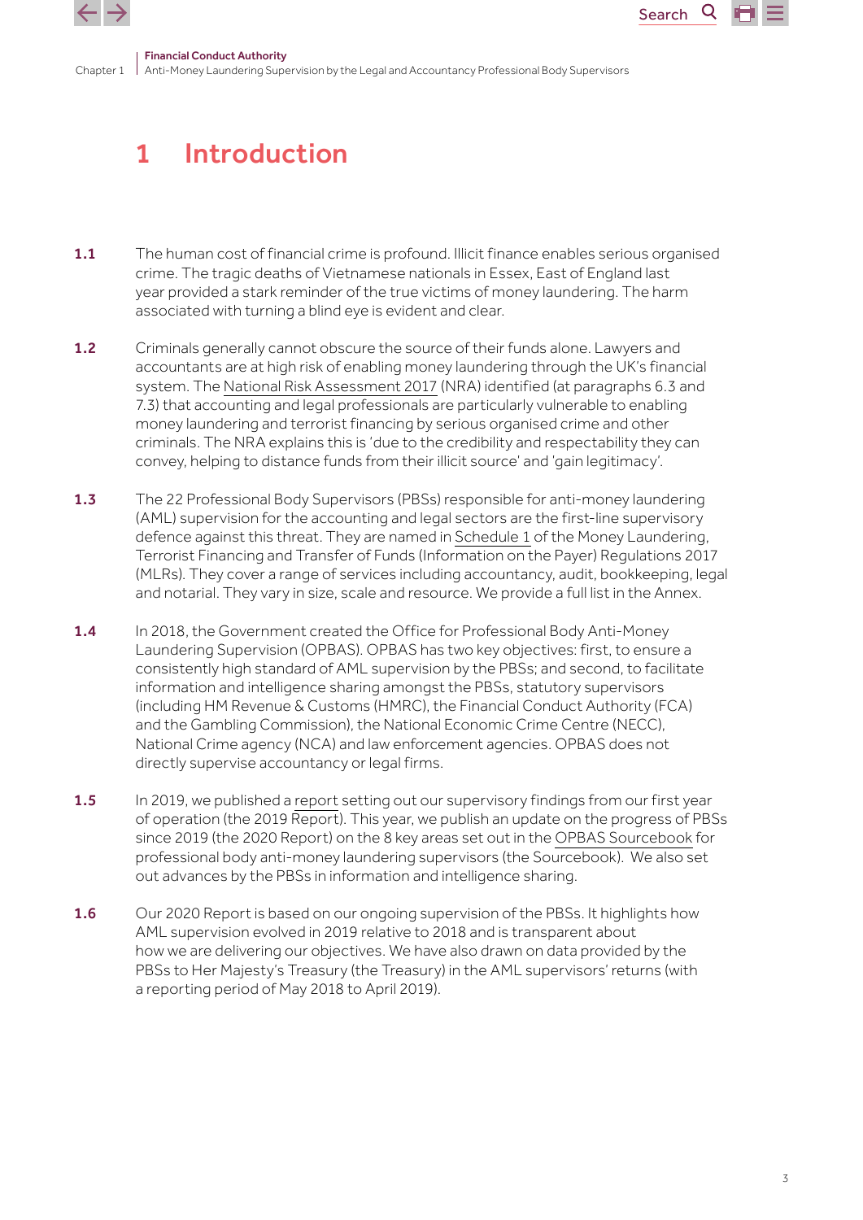# 1 Introduction

**1.1** The human cost of financial crime is profound. Illicit finance enables serious organised crime. The tragic deaths of Vietnamese nationals in Essex, East of England last year provided a stark reminder of the true victims of money laundering. The harm associated with turning a blind eye is evident and clear.

**1.2** Criminals generally cannot obscure the source of their funds alone. Lawyers and accountants are at high risk of enabling money laundering through the UK's financial system. The National Risk Assessment 2017 (NRA) identified (at paragraphs 6.3 and 7.3) that accounting and legal professionals are particularly vulnerable to enabling money laundering and terrorist financing by serious organised crime and other criminals. The NRA explains this is 'due to the credibility and respectability they can convey, helping to distance funds from their illicit source' and 'gain legitimacy'.

**1.3** The 22 Professional Body Supervisors (PBSs) responsible for anti-money laundering (AML) supervision for the accounting and legal sectors are the first-line supervisory defence against this threat. They are named in Schedule 1 of the Money Laundering, Terrorist Financing and Transfer of Funds (Information on the Payer) Regulations 2017 (MLRs). They cover a range of services including accountancy, audit, bookkeeping, legal and notarial. They vary in size, scale and resource. We provide a full list in the Annex.

**1.4** In 2018, the Government created the Office for Professional Body Anti-Money Laundering Supervision (OPBAS). OPBAS has two key objectives: first, to ensure a consistently high standard of AML supervision by the PBSs; and second, to facilitate information and intelligence sharing amongst the PBSs, statutory supervisors (including HM Revenue & Customs (HMRC), the Financial Conduct Authority (FCA) and the Gambling Commission), the National Economic Crime Centre (NECC), National Crime agency (NCA) and law enforcement agencies. OPBAS does not directly supervise accountancy or legal firms.

**1.5** In 2019, we published a report setting out our supervisory findings from our first year of operation (the 2019 Report). This year, we publish an update on the progress of PBSs since 2019 (the 2020 Report) on the 8 key areas set out in the OPBAS Sourcebook for professional body anti-money laundering supervisors (the Sourcebook). We also set out advances by the PBSs in information and intelligence sharing.

**1.6** Our 2020 Report is based on our ongoing supervision of the PBSs. It highlights how AML supervision evolved in 2019 relative to 2018 and is transparent about how we are delivering our objectives. We have also drawn on data provided by the PBSs to Her Majesty's Treasury (the Treasury) in the AML supervisors' returns (with a reporting period of May 2018 to April 2019).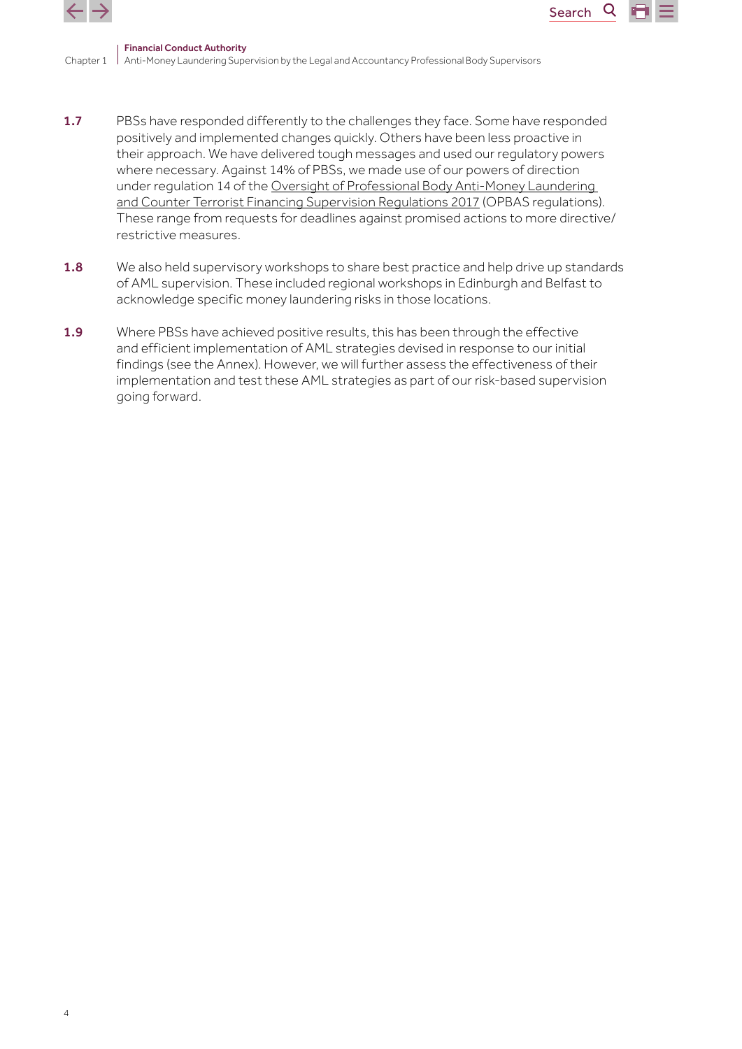**1.7** PBSs have responded differently to the challenges they face. Some have responded positively and implemented changes quickly. Others have been less proactive in their approach. We have delivered tough messages and used our regulatory powers where necessary. Against 14% of PBSs, we made use of our powers of direction under regulation 14 of the Oversight of Professional Body Anti-Money Laundering and Counter Terrorist Financing Supervision Regulations 2017 (OPBAS regulations). These range from requests for deadlines against promised actions to more directive/restrictive measures.

**1.8** We also held supervisory workshops to share best practice and help drive up standards of AML supervision. These included regional workshops in Edinburgh and Belfast to acknowledge specific money laundering risks in those locations.

**1.9** Where PBSs have achieved positive results, this has been through the effective and efficient implementation of AML strategies devised in response to our initial findings (see the Annex). However, we will further assess the effectiveness of their implementation and test these AML strategies as part of our risk-based supervision going forward.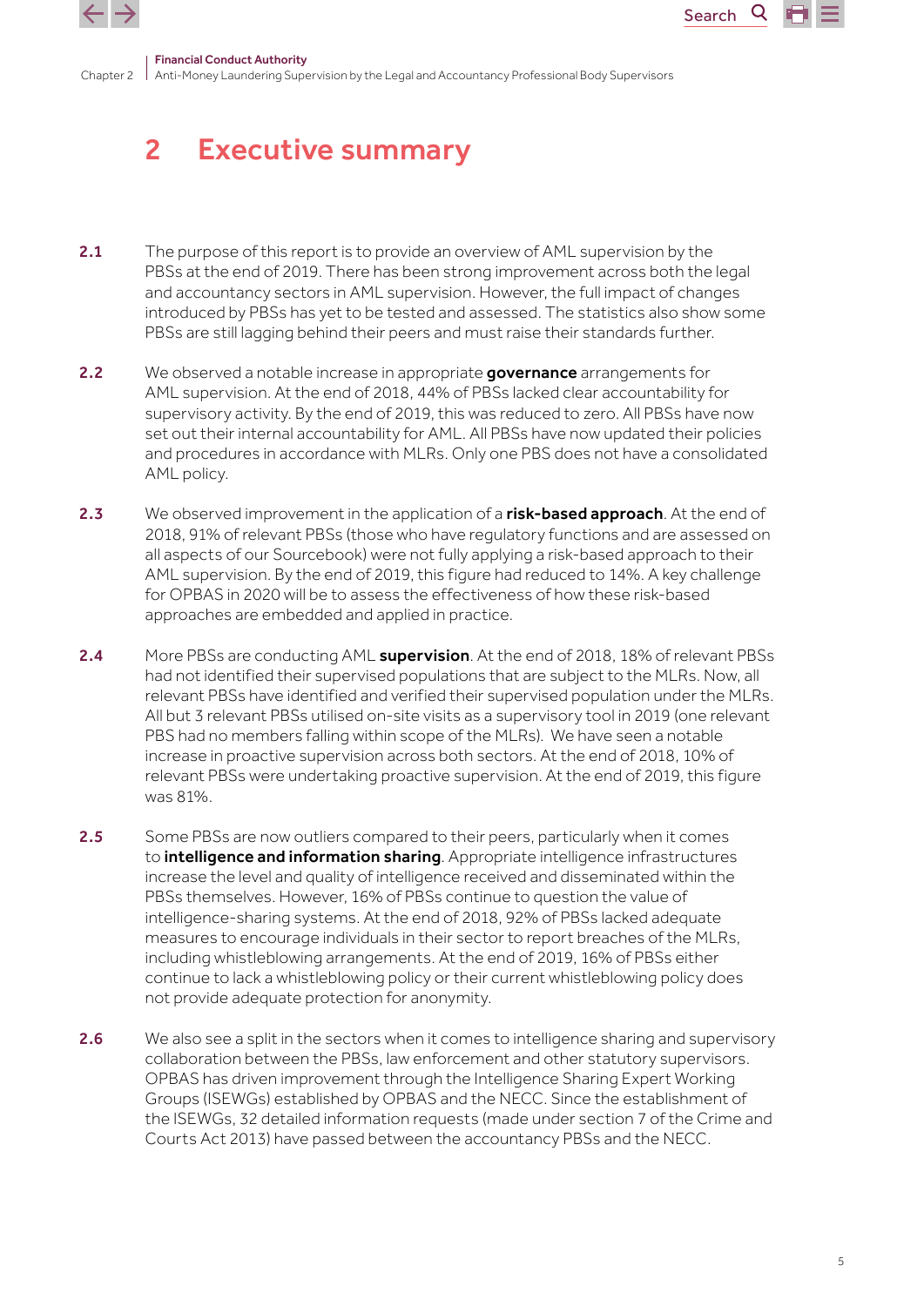# 2 Executive summary

**2.1** The purpose of this report is to provide an overview of AML supervision by the PBSs at the end of 2019. There has been strong improvement across both the legal and accountancy sectors in AML supervision. However, the full impact of changes introduced by PBSs has yet to be tested and assessed. The statistics also show some PBSs are still lagging behind their peers and must raise their standards further.

**2.2** We observed a notable increase in appropriate **governance** arrangements for AML supervision. At the end of 2018, 44% of PBSs lacked clear accountability for supervisory activity. By the end of 2019, this was reduced to zero. All PBSs have now set out their internal accountability for AML. All PBSs have now updated their policies and procedures in accordance with MLRs. Only one PBS does not have a consolidated AML policy.

**2.3** We observed improvement in the application of a **risk-based approach**. At the end of 2018, 91% of relevant PBSs (those who have regulatory functions and are assessed on all aspects of our Sourcebook) were not fully applying a risk-based approach to their AML supervision. By the end of 2019, this figure had reduced to 14%. A key challenge for OPBAS in 2020 will be to assess the effectiveness of how these risk-based approaches are embedded and applied in practice.

**2.4** More PBSs are conducting AML **supervision**. At the end of 2018, 18% of relevant PBSs had not identified their supervised populations that are subject to the MLRs. Now, all relevant PBSs have identified and verified their supervised population under the MLRs. All but 3 relevant PBSs utilised on-site visits as a supervisory tool in 2019 (one relevant PBS had no members falling within scope of the MLRs). We have seen a notable increase in proactive supervision across both sectors. At the end of 2018, 10% of relevant PBSs were undertaking proactive supervision. At the end of 2019, this figure was 81%.

**2.5** Some PBSs are now outliers compared to their peers, particularly when it comes to **intelligence and information sharing**. Appropriate intelligence infrastructures increase the level and quality of intelligence received and disseminated within the PBSs themselves. However, 16% of PBSs continue to question the value of intelligence-sharing systems. At the end of 2018, 92% of PBSs lacked adequate measures to encourage individuals in their sector to report breaches of the MLRs, including whistleblowing arrangements. At the end of 2019, 16% of PBSs either continue to lack a whistleblowing policy or their current whistleblowing policy does not provide adequate protection for anonymity.

**2.6** We also see a split in the sectors when it comes to intelligence sharing and supervisory collaboration between the PBSs, law enforcement and other statutory supervisors. OPBAS has driven improvement through the Intelligence Sharing Expert Working Groups (ISEWGs) established by OPBAS and the NECC. Since the establishment of the ISEWGs, 32 detailed information requests (made under section 7 of the Crime and Courts Act 2013) have passed between the accountancy PBSs and the NECC.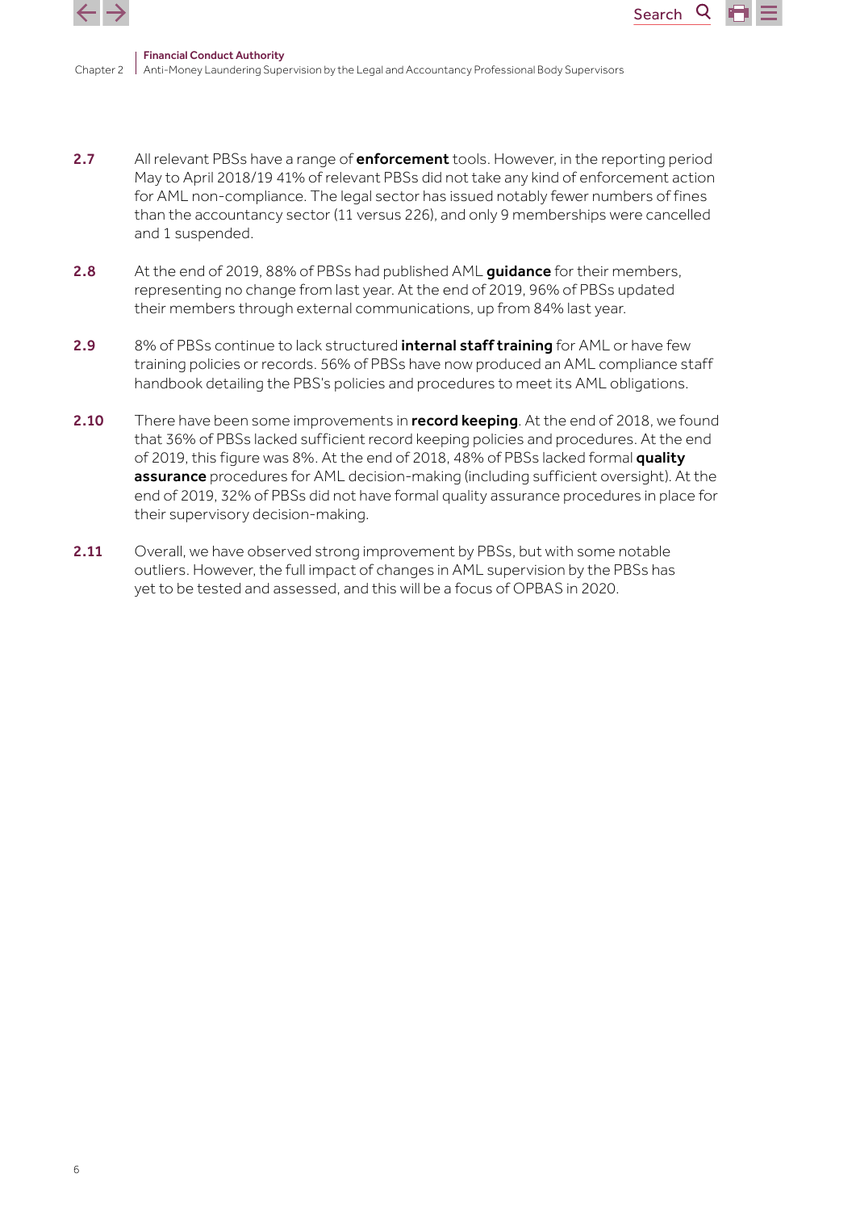2.7 All relevant PBSs have a range of **enforcement** tools. However, in the reporting period May to April 2018/19 41% of relevant PBSs did not take any kind of enforcement action for AML non-compliance. The legal sector has issued notably fewer numbers of fines than the accountancy sector (11 versus 226), and only 9 memberships were cancelled and 1 suspended.

2.8 At the end of 2019, 88% of PBSs had published AML **guidance** for their members, representing no change from last year. At the end of 2019, 96% of PBSs updated their members through external communications, up from 84% last year.

2.9 8% of PBSs continue to lack structured **internal staff training** for AML or have few training policies or records. 56% of PBSs have now produced an AML compliance staff handbook detailing the PBS's policies and procedures to meet its AML obligations.

2.10 There have been some improvements in **record keeping**. At the end of 2018, we found that 36% of PBSs lacked sufficient record keeping policies and procedures. At the end of 2019, this figure was 8%. At the end of 2018, 48% of PBSs lacked formal **quality assurance** procedures for AML decision-making (including sufficient oversight). At the end of 2019, 32% of PBSs did not have formal quality assurance procedures in place for their supervisory decision-making.

2.11 Overall, we have observed strong improvement by PBSs, but with some notable outliers. However, the full impact of changes in AML supervision by the PBSs has yet to be tested and assessed, and this will be a focus of OPBAS in 2020.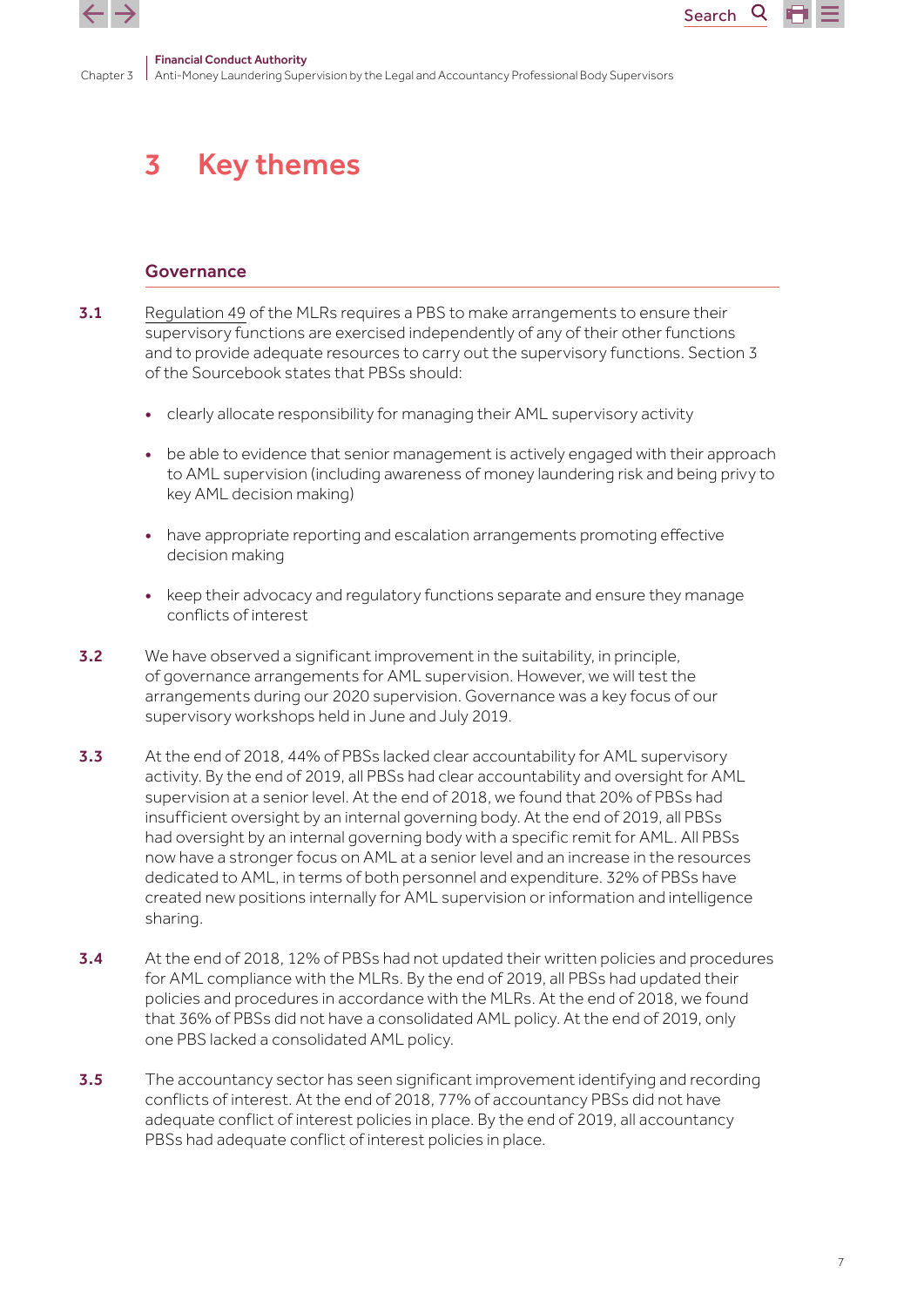# 3 Key themes

## Governance

**3.1** Regulation 49 of the MLRs requires a PBS to make arrangements to ensure their supervisory functions are exercised independently of any of their other functions and to provide adequate resources to carry out the supervisory functions. Section 3 of the Sourcebook states that PBSs should:

- clearly allocate responsibility for managing their AML supervisory activity
- be able to evidence that senior management is actively engaged with their approach to AML supervision (including awareness of money laundering risk and being privy to key AML decision making)
- have appropriate reporting and escalation arrangements promoting effective decision making
- keep their advocacy and regulatory functions separate and ensure they manage conflicts of interest

**3.2** We have observed a significant improvement in the suitability, in principle, of governance arrangements for AML supervision. However, we will test the arrangements during our 2020 supervision. Governance was a key focus of our supervisory workshops held in June and July 2019.

**3.3** At the end of 2018, 44% of PBSs lacked clear accountability for AML supervisory activity. By the end of 2019, all PBSs had clear accountability and oversight for AML supervision at a senior level. At the end of 2018, we found that 20% of PBSs had insufficient oversight by an internal governing body. At the end of 2019, all PBSs had oversight by an internal governing body with a specific remit for AML. All PBSs now have a stronger focus on AML at a senior level and an increase in the resources dedicated to AML, in terms of both personnel and expenditure. 32% of PBSs have created new positions internally for AML supervision or information and intelligence sharing.

**3.4** At the end of 2018, 12% of PBSs had not updated their written policies and procedures for AML compliance with the MLRs. By the end of 2019, all PBSs had updated their policies and procedures in accordance with the MLRs. At the end of 2018, we found that 36% of PBSs did not have a consolidated AML policy. At the end of 2019, only one PBS lacked a consolidated AML policy.

**3.5** The accountancy sector has seen significant improvement identifying and recording conflicts of interest. At the end of 2018, 77% of accountancy PBSs did not have adequate conflict of interest policies in place. By the end of 2019, all accountancy PBSs had adequate conflict of interest policies in place.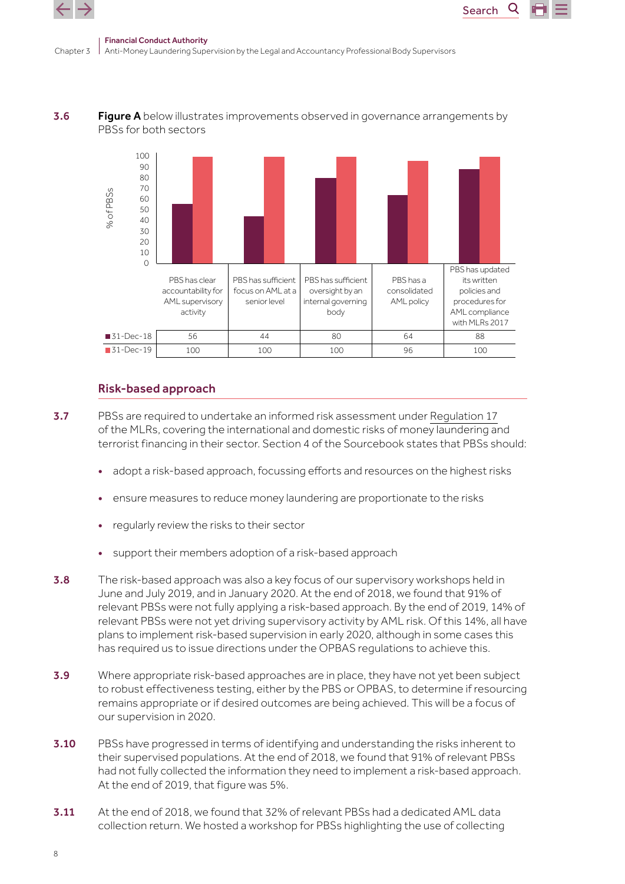**3.6** **Figure A** below illustrates improvements observed in governance arrangements by PBSs for both sectors

| % of PBSs | PBS has clear accountability for AML supervisory activity | PBS has sufficient focus on AML at a senior level | PBS has sufficient oversight by an internal governing body | PBS has a consolidated AML policy | PBS has updated its written policies and procedures for AML compliance with MLRs 2017 |
|---|---|---|---|---|---|
| 31-Dec-18 | 56 | 44 | 80 | 64 | 88 |
| 31-Dec-19 | 100 | 100 | 100 | 96 | 100 |

## Risk-based approach

**3.7** PBSs are required to undertake an informed risk assessment under Regulation 17 of the MLRs, covering the international and domestic risks of money laundering and terrorist financing in their sector. Section 4 of the Sourcebook states that PBSs should:

- adopt a risk-based approach, focussing efforts and resources on the highest risks
- ensure measures to reduce money laundering are proportionate to the risks
- regularly review the risks to their sector
- support their members adoption of a risk-based approach

**3.8** The risk-based approach was also a key focus of our supervisory workshops held in June and July 2019, and in January 2020. At the end of 2018, we found that 91% of relevant PBSs were not fully applying a risk-based approach. By the end of 2019, 14% of relevant PBSs were not yet driving supervisory activity by AML risk. Of this 14%, all have plans to implement risk-based supervision in early 2020, although in some cases this has required us to issue directions under the OPBAS regulations to achieve this.

**3.9** Where appropriate risk-based approaches are in place, they have not yet been subject to robust effectiveness testing, either by the PBS or OPBAS, to determine if resourcing remains appropriate or if desired outcomes are being achieved. This will be a focus of our supervision in 2020.

**3.10** PBSs have progressed in terms of identifying and understanding the risks inherent to their supervised populations. At the end of 2018, we found that 91% of relevant PBSs had not fully collected the information they need to implement a risk-based approach. At the end of 2019, that figure was 5%.

**3.11** At the end of 2018, we found that 32% of relevant PBSs had a dedicated AML data collection return. We hosted a workshop for PBSs highlighting the use of collecting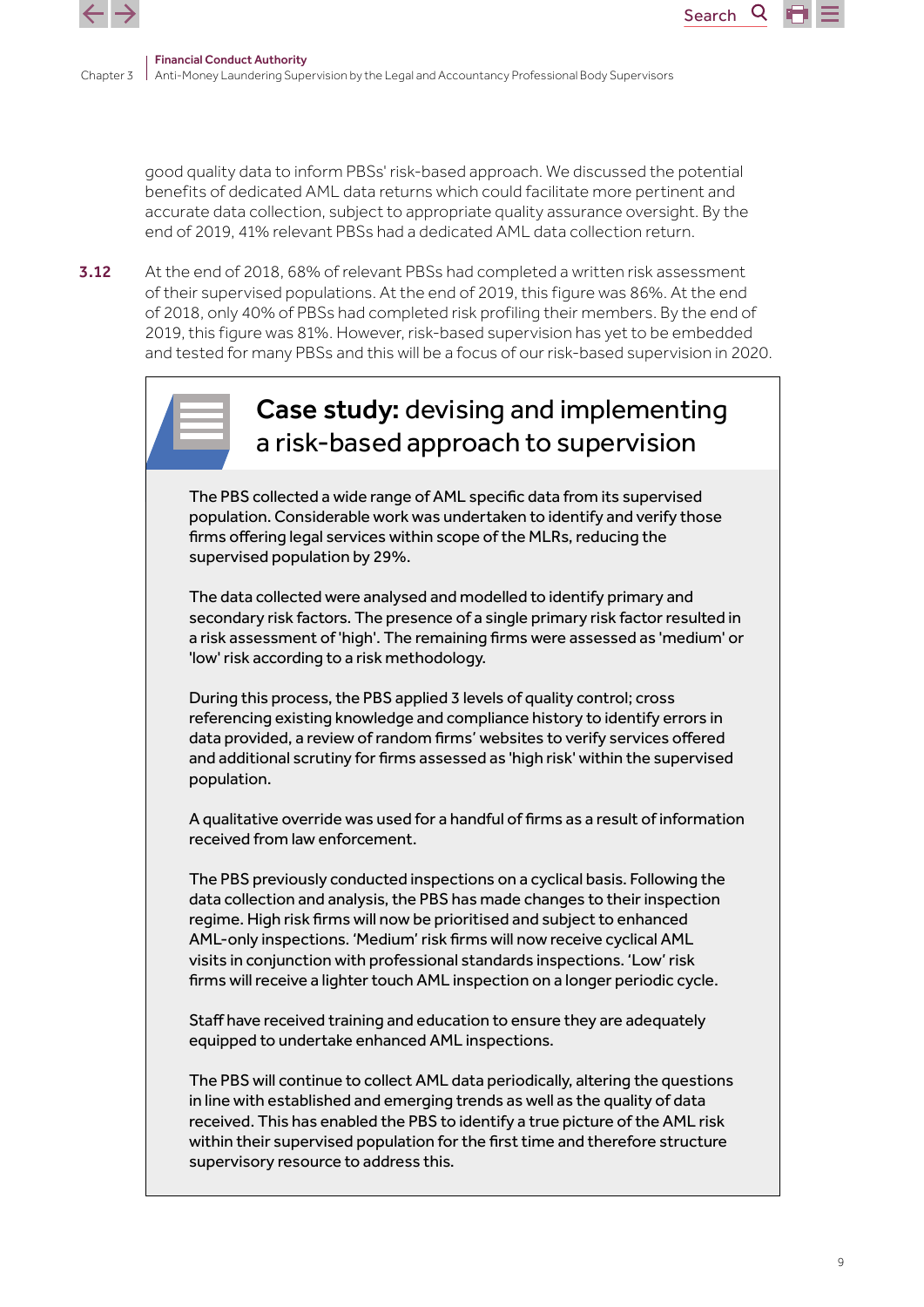good quality data to inform PBSs' risk-based approach. We discussed the potential benefits of dedicated AML data returns which could facilitate more pertinent and accurate data collection, subject to appropriate quality assurance oversight. By the end of 2019, 41% relevant PBSs had a dedicated AML data collection return.

**3.12** At the end of 2018, 68% of relevant PBSs had completed a written risk assessment of their supervised populations. At the end of 2019, this figure was 86%. At the end of 2018, only 40% of PBSs had completed risk profiling their members. By the end of 2019, this figure was 81%. However, risk-based supervision has yet to be embedded and tested for many PBSs and this will be a focus of our risk-based supervision in 2020.

### **Case study:** devising and implementing a risk-based approach to supervision

The PBS collected a wide range of AML specific data from its supervised population. Considerable work was undertaken to identify and verify those firms offering legal services within scope of the MLRs, reducing the supervised population by 29%.

The data collected were analysed and modelled to identify primary and secondary risk factors. The presence of a single primary risk factor resulted in a risk assessment of 'high'. The remaining firms were assessed as 'medium' or 'low' risk according to a risk methodology.

During this process, the PBS applied 3 levels of quality control; cross referencing existing knowledge and compliance history to identify errors in data provided, a review of random firms' websites to verify services offered and additional scrutiny for firms assessed as 'high risk' within the supervised population.

A qualitative override was used for a handful of firms as a result of information received from law enforcement.

The PBS previously conducted inspections on a cyclical basis. Following the data collection and analysis, the PBS has made changes to their inspection regime. High risk firms will now be prioritised and subject to enhanced AML-only inspections. 'Medium' risk firms will now receive cyclical AML visits in conjunction with professional standards inspections. 'Low' risk firms will receive a lighter touch AML inspection on a longer periodic cycle.

Staff have received training and education to ensure they are adequately equipped to undertake enhanced AML inspections.

The PBS will continue to collect AML data periodically, altering the questions in line with established and emerging trends as well as the quality of data received. This has enabled the PBS to identify a true picture of the AML risk within their supervised population for the first time and therefore structure supervisory resource to address this.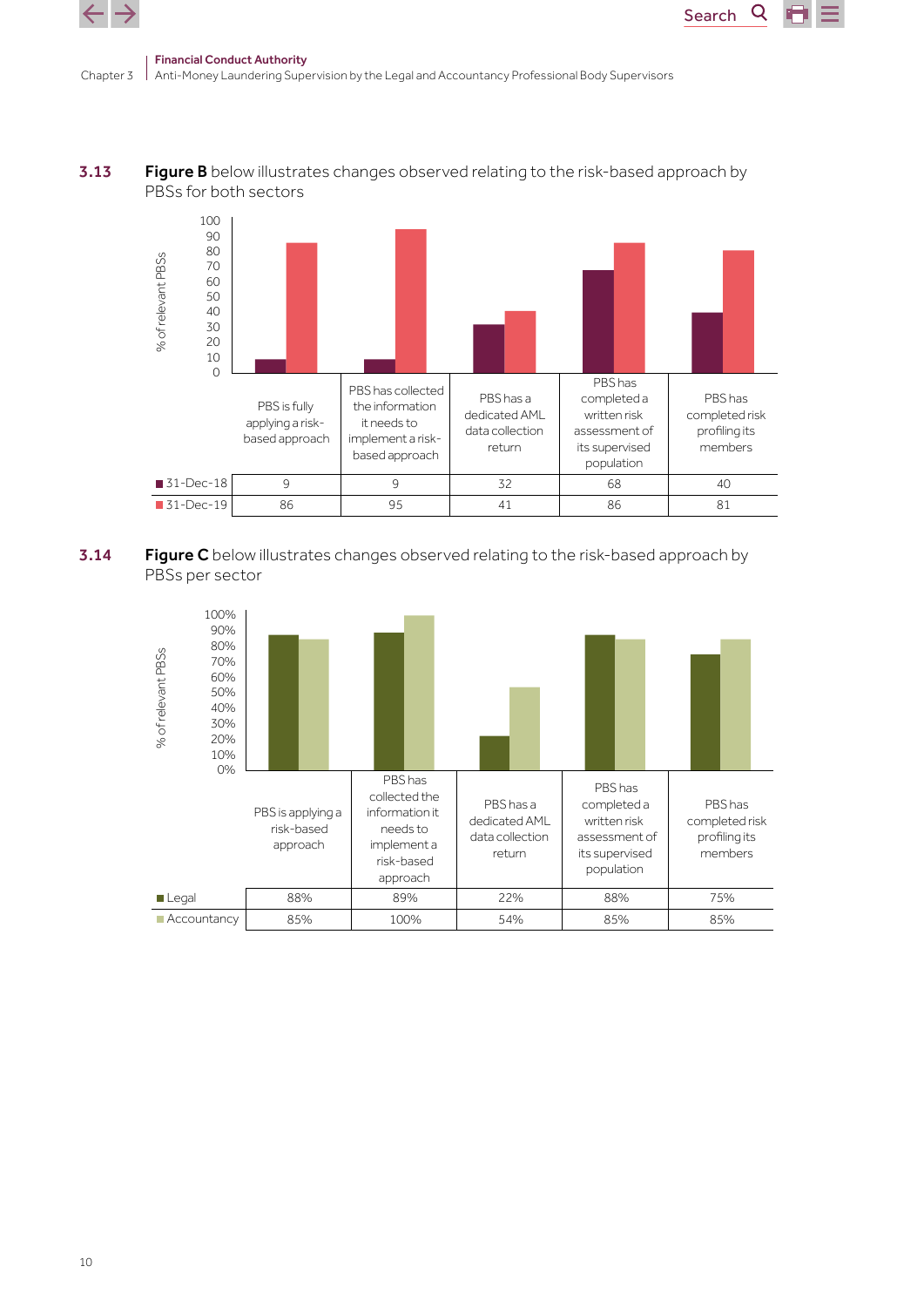**3.13** **Figure B** below illustrates changes observed relating to the risk-based approach by PBSs for both sectors

| % of relevant PBSs | PBS is fully applying a risk-based approach | PBS has collected the information it needs to implement a risk-based approach | PBS has a dedicated AML data collection return | PBS has completed a written risk assessment of its supervised population | PBS has completed risk profiling its members |
|---|---|---|---|---|---|
| 31-Dec-18 | 9 | 9 | 32 | 68 | 40 |
| 31-Dec-19 | 86 | 95 | 41 | 86 | 81 |

**3.14** **Figure C** below illustrates changes observed relating to the risk-based approach by PBSs per sector

| % of relevant PBSs | PBS is applying a risk-based approach | PBS has collected the information it needs to implement a risk-based approach | PBS has a dedicated AML data collection return | PBS has completed a written risk assessment of its supervised population | PBS has completed risk profiling its members |
|---|---|---|---|---|---|
| Legal | 88% | 89% | 22% | 88% | 75% |
| Accountancy | 85% | 100% | 54% | 85% | 85% |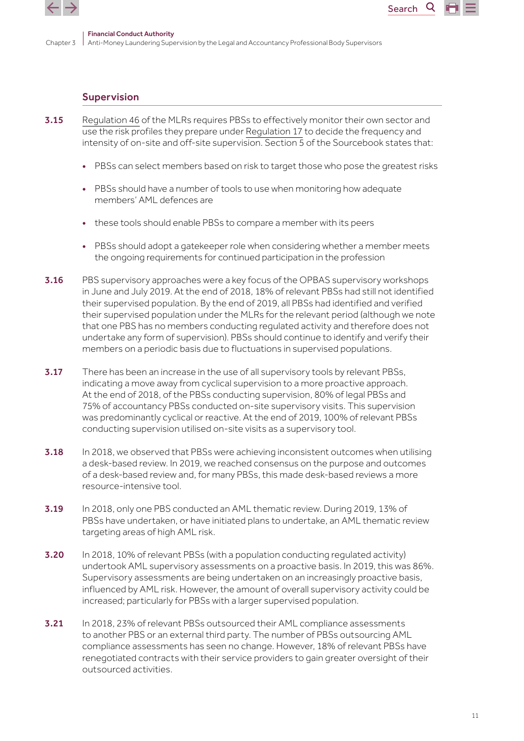## Supervision

**3.15** Regulation 46 of the MLRs requires PBSs to effectively monitor their own sector and use the risk profiles they prepare under Regulation 17 to decide the frequency and intensity of on-site and off-site supervision. Section 5 of the Sourcebook states that:

- PBSs can select members based on risk to target those who pose the greatest risks
- PBSs should have a number of tools to use when monitoring how adequate members' AML defences are
- these tools should enable PBSs to compare a member with its peers
- PBSs should adopt a gatekeeper role when considering whether a member meets the ongoing requirements for continued participation in the profession

**3.16** PBS supervisory approaches were a key focus of the OPBAS supervisory workshops in June and July 2019. At the end of 2018, 18% of relevant PBSs had still not identified their supervised population. By the end of 2019, all PBSs had identified and verified their supervised population under the MLRs for the relevant period (although we note that one PBS has no members conducting regulated activity and therefore does not undertake any form of supervision). PBSs should continue to identify and verify their members on a periodic basis due to fluctuations in supervised populations.

**3.17** There has been an increase in the use of all supervisory tools by relevant PBSs, indicating a move away from cyclical supervision to a more proactive approach. At the end of 2018, of the PBSs conducting supervision, 80% of legal PBSs and 75% of accountancy PBSs conducted on-site supervisory visits. This supervision was predominantly cyclical or reactive. At the end of 2019, 100% of relevant PBSs conducting supervision utilised on-site visits as a supervisory tool.

**3.18** In 2018, we observed that PBSs were achieving inconsistent outcomes when utilising a desk-based review. In 2019, we reached consensus on the purpose and outcomes of a desk-based review and, for many PBSs, this made desk-based reviews a more resource-intensive tool.

**3.19** In 2018, only one PBS conducted an AML thematic review. During 2019, 13% of PBSs have undertaken, or have initiated plans to undertake, an AML thematic review targeting areas of high AML risk.

**3.20** In 2018, 10% of relevant PBSs (with a population conducting regulated activity) undertook AML supervisory assessments on a proactive basis. In 2019, this was 86%. Supervisory assessments are being undertaken on an increasingly proactive basis, influenced by AML risk. However, the amount of overall supervisory activity could be increased; particularly for PBSs with a larger supervised population.

**3.21** In 2018, 23% of relevant PBSs outsourced their AML compliance assessments to another PBS or an external third party. The number of PBSs outsourcing AML compliance assessments has seen no change. However, 18% of relevant PBSs have renegotiated contracts with their service providers to gain greater oversight of their outsourced activities.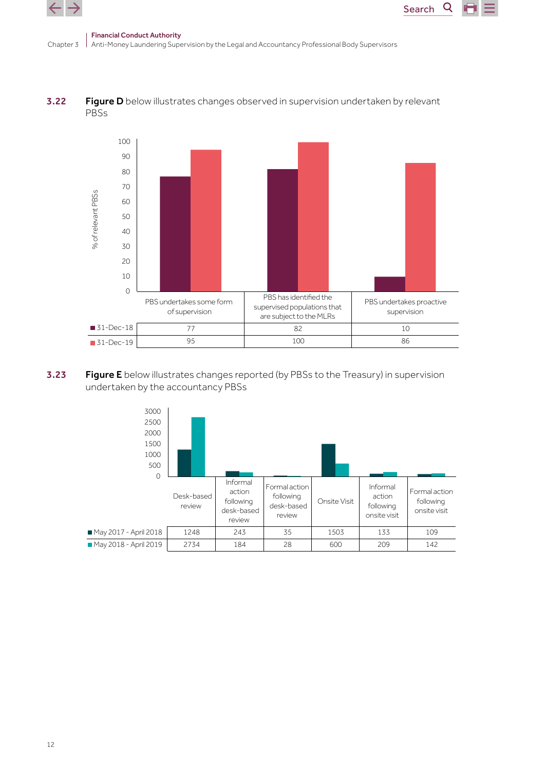**3.22** **Figure D** below illustrates changes observed in supervision undertaken by relevant PBSs

| % of relevant PBSs | PBS undertakes some form of supervision | PBS has identified the supervised populations that are subject to the MLRs | PBS undertakes proactive supervision |
|---|---|---|---|
| 31-Dec-18 | 77 | 82 | 10 |
| 31-Dec-19 | 95 | 100 | 86 |

**3.23** **Figure E** below illustrates changes reported (by PBSs to the Treasury) in supervision undertaken by the accountancy PBSs

| | Desk-based review | Informal action following desk-based review | Formal action following desk-based review | Onsite Visit | Informal action following onsite visit | Formal action following onsite visit |
|---|---|---|---|---|---|---|
| May 2017 - April 2018 | 1248 | 243 | 35 | 1503 | 133 | 109 |
| May 2018 - April 2019 | 2734 | 184 | 28 | 600 | 209 | 142 |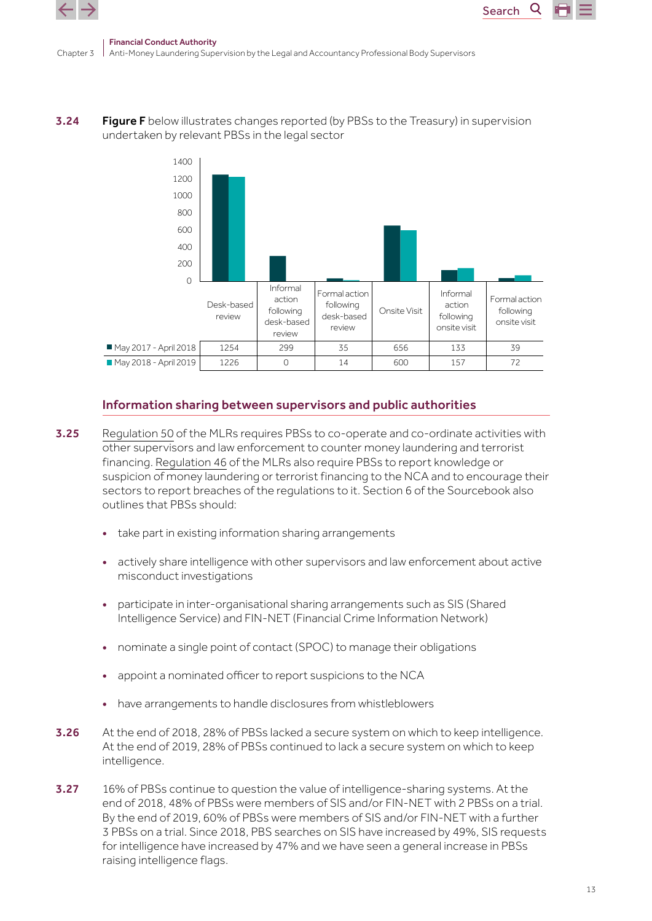**3.24** **Figure F** below illustrates changes reported (by PBSs to the Treasury) in supervision undertaken by relevant PBSs in the legal sector

| | Desk-based review | Informal action following desk-based review | Formal action following desk-based review | Onsite Visit | Informal action following onsite visit | Formal action following onsite visit |
|---|---|---|---|---|---|---|
| May 2017 - April 2018 | 1254 | 299 | 35 | 656 | 133 | 39 |
| May 2018 - April 2019 | 1226 | 0 | 14 | 600 | 157 | 72 |

## Information sharing between supervisors and public authorities

**3.25** Regulation 50 of the MLRs requires PBSs to co-operate and co-ordinate activities with other supervisors and law enforcement to counter money laundering and terrorist financing. Regulation 46 of the MLRs also require PBSs to report knowledge or suspicion of money laundering or terrorist financing to the NCA and to encourage their sectors to report breaches of the regulations to it. Section 6 of the Sourcebook also outlines that PBSs should:

- take part in existing information sharing arrangements
- actively share intelligence with other supervisors and law enforcement about active misconduct investigations
- participate in inter-organisational sharing arrangements such as SIS (Shared Intelligence Service) and FIN-NET (Financial Crime Information Network)
- nominate a single point of contact (SPOC) to manage their obligations
- appoint a nominated officer to report suspicions to the NCA
- have arrangements to handle disclosures from whistleblowers

**3.26** At the end of 2018, 28% of PBSs lacked a secure system on which to keep intelligence. At the end of 2019, 28% of PBSs continued to lack a secure system on which to keep intelligence.

**3.27** 16% of PBSs continue to question the value of intelligence-sharing systems. At the end of 2018, 48% of PBSs were members of SIS and/or FIN-NET with 2 PBSs on a trial. By the end of 2019, 60% of PBSs were members of SIS and/or FIN-NET with a further 3 PBSs on a trial. Since 2018, PBS searches on SIS have increased by 49%, SIS requests for intelligence have increased by 47% and we have seen a general increase in PBSs raising intelligence flags.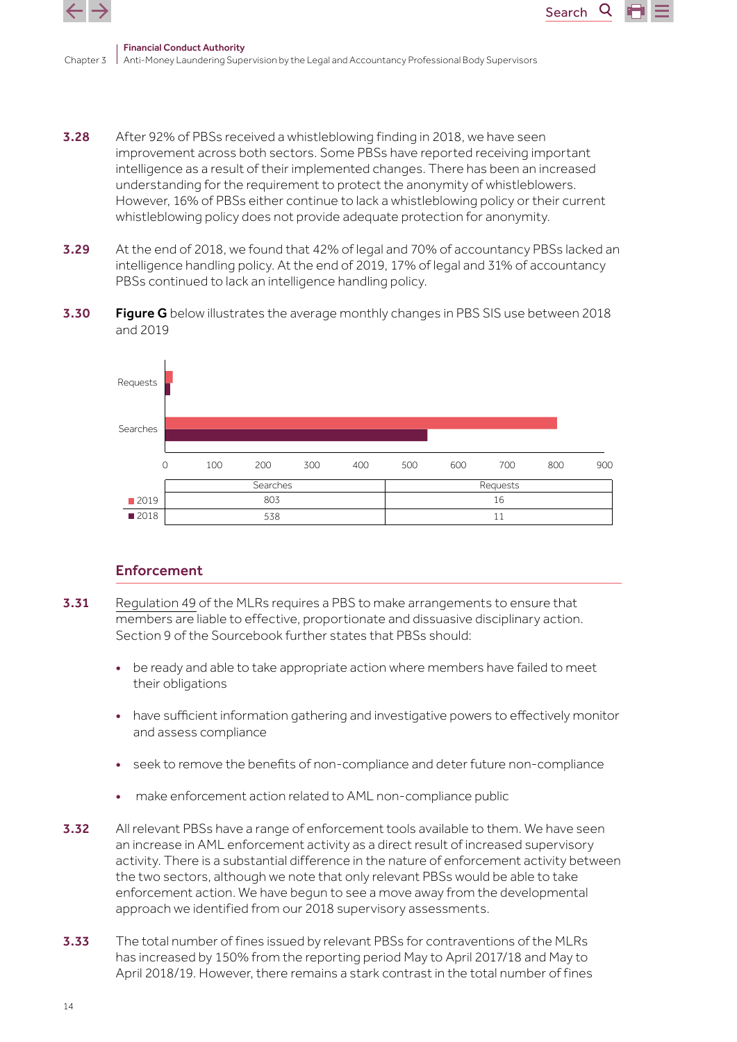**3.28** After 92% of PBSs received a whistleblowing finding in 2018, we have seen improvement across both sectors. Some PBSs have reported receiving important intelligence as a result of their implemented changes. There has been an increased understanding for the requirement to protect the anonymity of whistleblowers. However, 16% of PBSs either continue to lack a whistleblowing policy or their current whistleblowing policy does not provide adequate protection for anonymity.

**3.29** At the end of 2018, we found that 42% of legal and 70% of accountancy PBSs lacked an intelligence handling policy. At the end of 2019, 17% of legal and 31% of accountancy PBSs continued to lack an intelligence handling policy.

**3.30** **Figure G** below illustrates the average monthly changes in PBS SIS use between 2018 and 2019

| | Searches | Requests |
|---|---|---|
| 2019 | 803 | 16 |
| 2018 | 538 | 11 |

## Enforcement

**3.31** Regulation 49 of the MLRs requires a PBS to make arrangements to ensure that members are liable to effective, proportionate and dissuasive disciplinary action. Section 9 of the Sourcebook further states that PBSs should:

- be ready and able to take appropriate action where members have failed to meet their obligations
- have sufficient information gathering and investigative powers to effectively monitor and assess compliance
- seek to remove the benefits of non-compliance and deter future non-compliance
- make enforcement action related to AML non-compliance public

**3.32** All relevant PBSs have a range of enforcement tools available to them. We have seen an increase in AML enforcement activity as a direct result of increased supervisory activity. There is a substantial difference in the nature of enforcement activity between the two sectors, although we note that only relevant PBSs would be able to take enforcement action. We have begun to see a move away from the developmental approach we identified from our 2018 supervisory assessments.

**3.33** The total number of fines issued by relevant PBSs for contraventions of the MLRs has increased by 150% from the reporting period May to April 2017/18 and May to April 2018/19. However, there remains a stark contrast in the total number of fines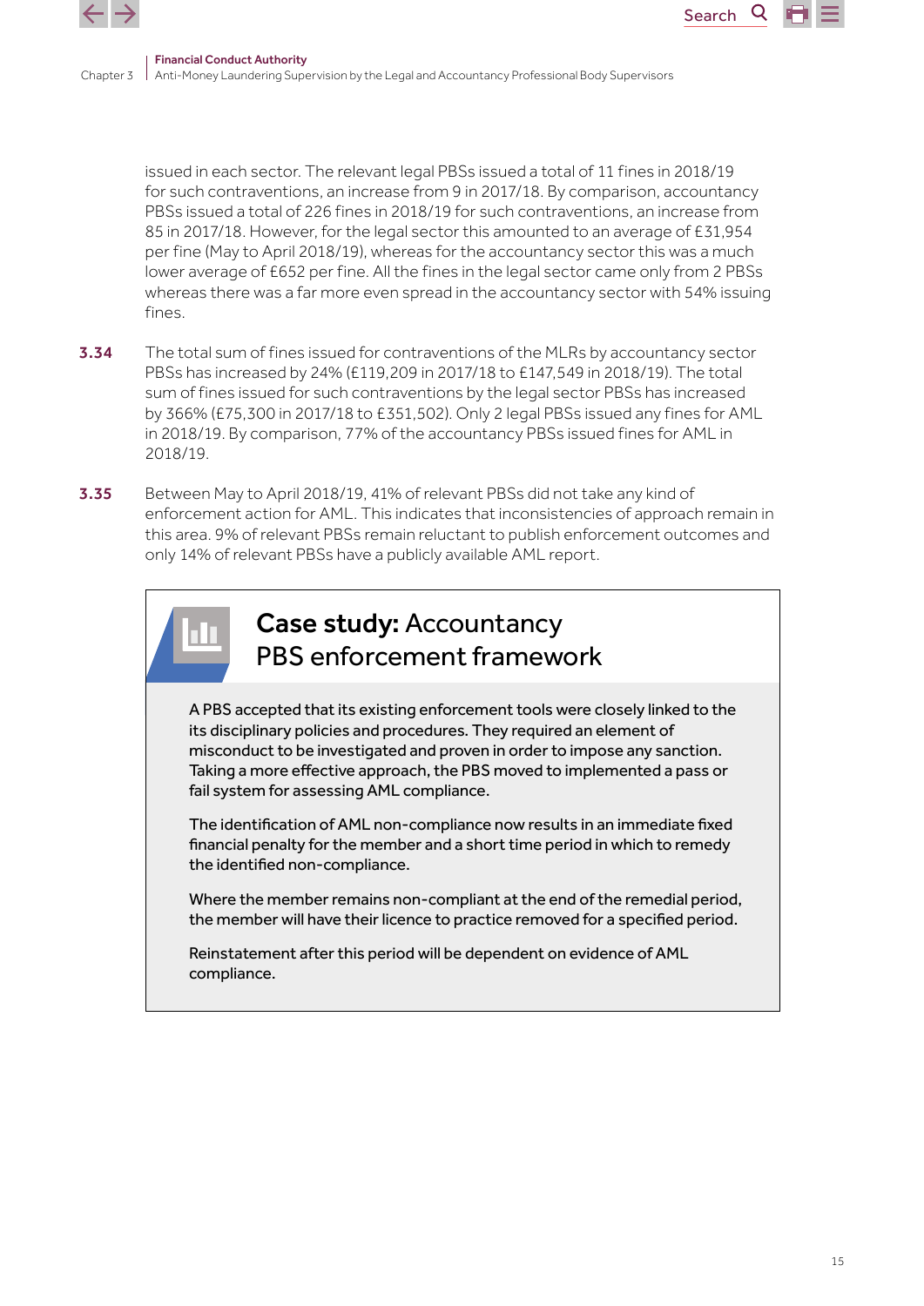issued in each sector. The relevant legal PBSs issued a total of 11 fines in 2018/19 for such contraventions, an increase from 9 in 2017/18. By comparison, accountancy PBSs issued a total of 226 fines in 2018/19 for such contraventions, an increase from 85 in 2017/18. However, for the legal sector this amounted to an average of £31,954 per fine (May to April 2018/19), whereas for the accountancy sector this was a much lower average of £652 per fine. All the fines in the legal sector came only from 2 PBSs whereas there was a far more even spread in the accountancy sector with 54% issuing fines.

**3.34** The total sum of fines issued for contraventions of the MLRs by accountancy sector PBSs has increased by 24% (£119,209 in 2017/18 to £147,549 in 2018/19). The total sum of fines issued for such contraventions by the legal sector PBSs has increased by 366% (£75,300 in 2017/18 to £351,502). Only 2 legal PBSs issued any fines for AML in 2018/19. By comparison, 77% of the accountancy PBSs issued fines for AML in 2018/19.

**3.35** Between May to April 2018/19, 41% of relevant PBSs did not take any kind of enforcement action for AML. This indicates that inconsistencies of approach remain in this area. 9% of relevant PBSs remain reluctant to publish enforcement outcomes and only 14% of relevant PBSs have a publicly available AML report.

## **Case study:** Accountancy PBS enforcement framework

A PBS accepted that its existing enforcement tools were closely linked to the its disciplinary policies and procedures. They required an element of misconduct to be investigated and proven in order to impose any sanction. Taking a more effective approach, the PBS moved to implemented a pass or fail system for assessing AML compliance.

The identification of AML non-compliance now results in an immediate fixed financial penalty for the member and a short time period in which to remedy the identified non-compliance.

Where the member remains non-compliant at the end of the remedial period, the member will have their licence to practice removed for a specified period.

Reinstatement after this period will be dependent on evidence of AML compliance.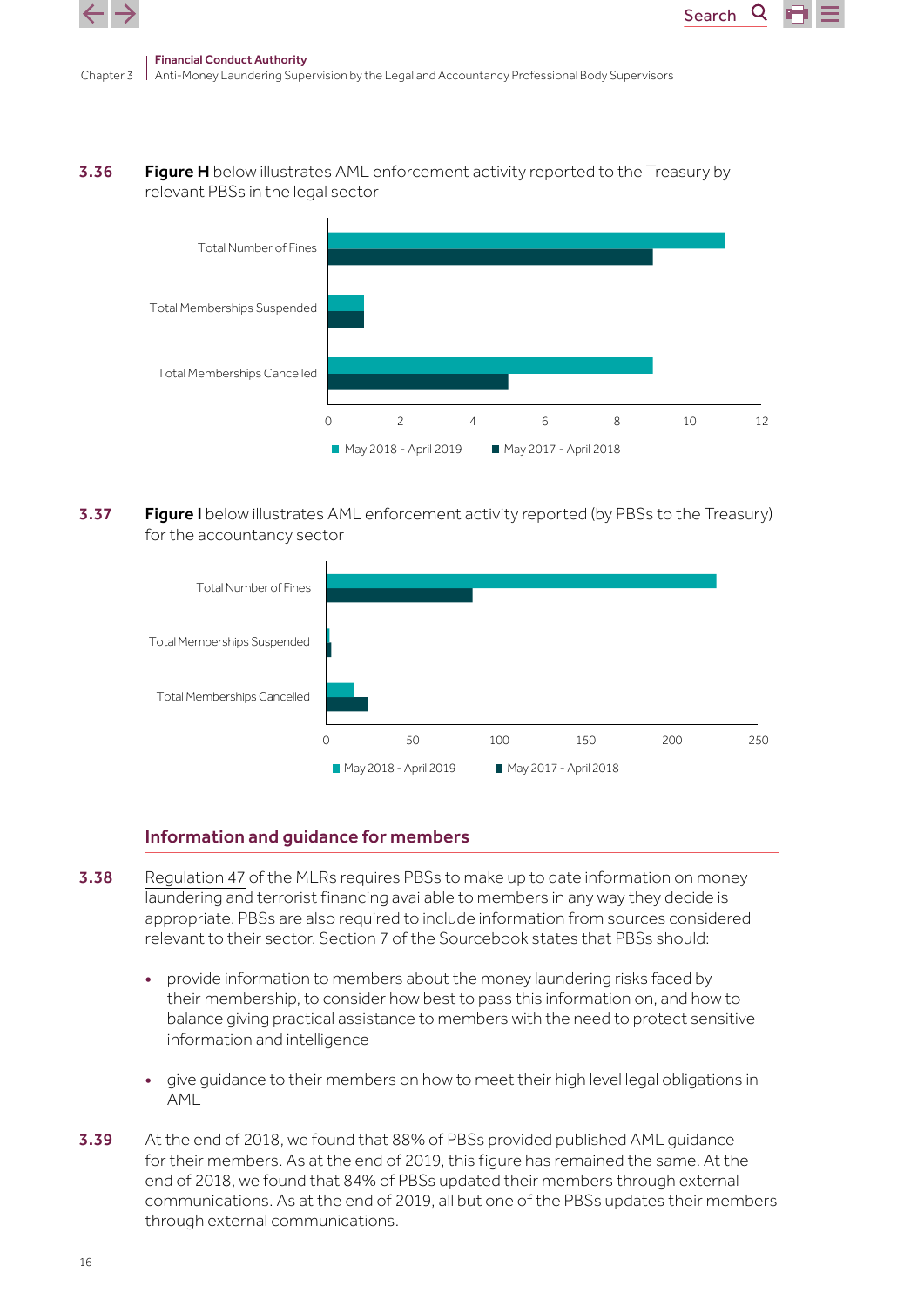**3.36** **Figure H** below illustrates AML enforcement activity reported to the Treasury by relevant PBSs in the legal sector

**3.37** **Figure I** below illustrates AML enforcement activity reported (by PBSs to the Treasury) for the accountancy sector

## Information and guidance for members

**3.38** Regulation 47 of the MLRs requires PBSs to make up to date information on money laundering and terrorist financing available to members in any way they decide is appropriate. PBSs are also required to include information from sources considered relevant to their sector. Section 7 of the Sourcebook states that PBSs should:

- provide information to members about the money laundering risks faced by their membership, to consider how best to pass this information on, and how to balance giving practical assistance to members with the need to protect sensitive information and intelligence
- give guidance to their members on how to meet their high level legal obligations in AML

**3.39** At the end of 2018, we found that 88% of PBSs provided published AML guidance for their members. As at the end of 2019, this figure has remained the same. At the end of 2018, we found that 84% of PBSs updated their members through external communications. As at the end of 2019, all but one of the PBSs updates their members through external communications.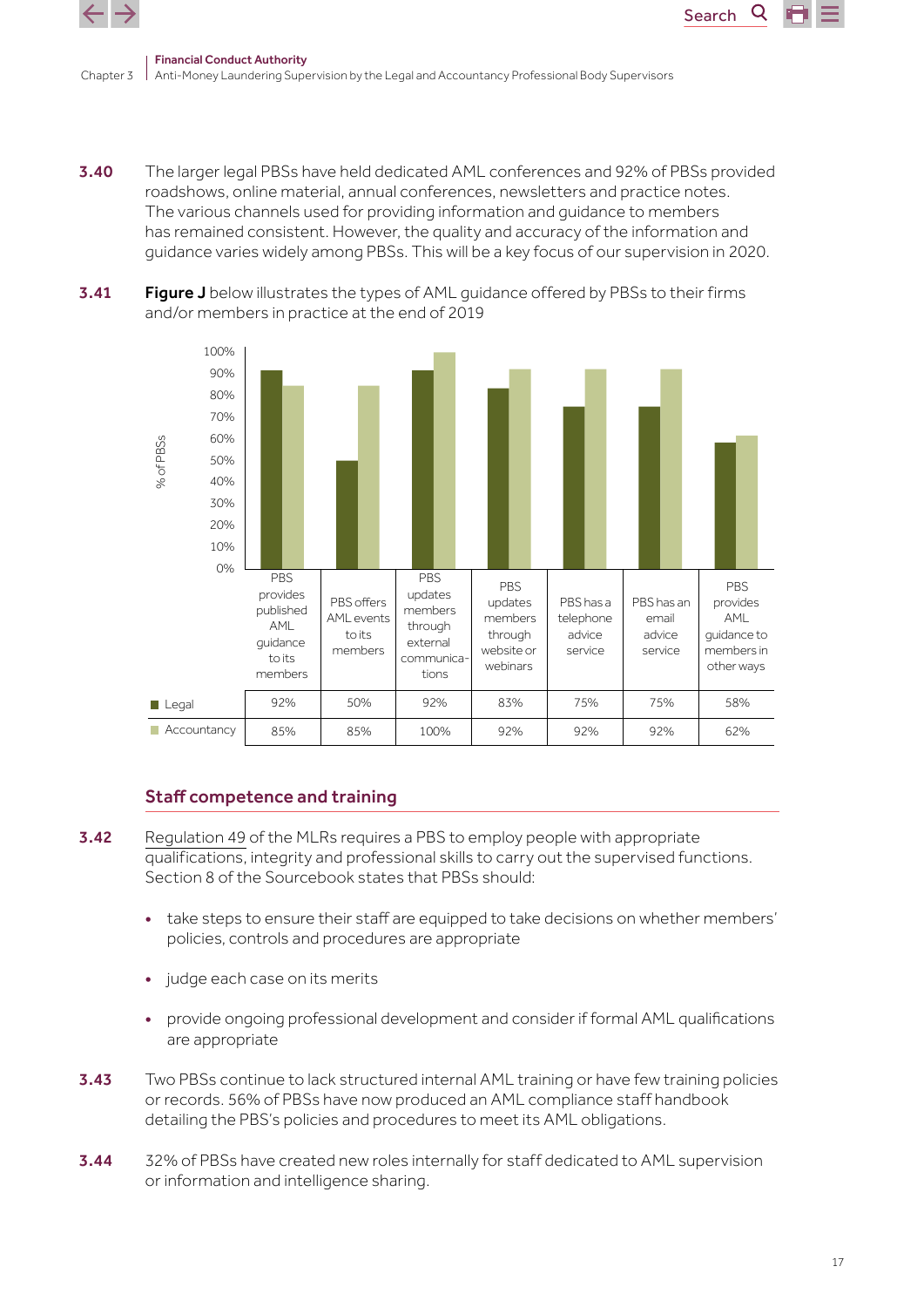**3.40** The larger legal PBSs have held dedicated AML conferences and 92% of PBSs provided roadshows, online material, annual conferences, newsletters and practice notes. The various channels used for providing information and guidance to members has remained consistent. However, the quality and accuracy of the information and guidance varies widely among PBSs. This will be a key focus of our supervision in 2020.

**3.41** **Figure J** below illustrates the types of AML guidance offered by PBSs to their firms and/or members in practice at the end of 2019

| | PBS provides published AML guidance to its members | PBS offers AML events to its members | PBS updates members through external communications | PBS updates members through website or webinars | PBS has a telephone advice service | PBS has an email advice service | PBS provides AML guidance to members in other ways |
|---|---|---|---|---|---|---|---|
| Legal | 92% | 50% | 92% | 83% | 75% | 75% | 58% |
| Accountancy | 85% | 85% | 100% | 92% | 92% | 92% | 62% |

## Staff competence and training

**3.42** Regulation 49 of the MLRs requires a PBS to employ people with appropriate qualifications, integrity and professional skills to carry out the supervised functions. Section 8 of the Sourcebook states that PBSs should:

- take steps to ensure their staff are equipped to take decisions on whether members' policies, controls and procedures are appropriate
- judge each case on its merits
- provide ongoing professional development and consider if formal AML qualifications are appropriate

**3.43** Two PBSs continue to lack structured internal AML training or have few training policies or records. 56% of PBSs have now produced an AML compliance staff handbook detailing the PBS's policies and procedures to meet its AML obligations.

**3.44** 32% of PBSs have created new roles internally for staff dedicated to AML supervision or information and intelligence sharing.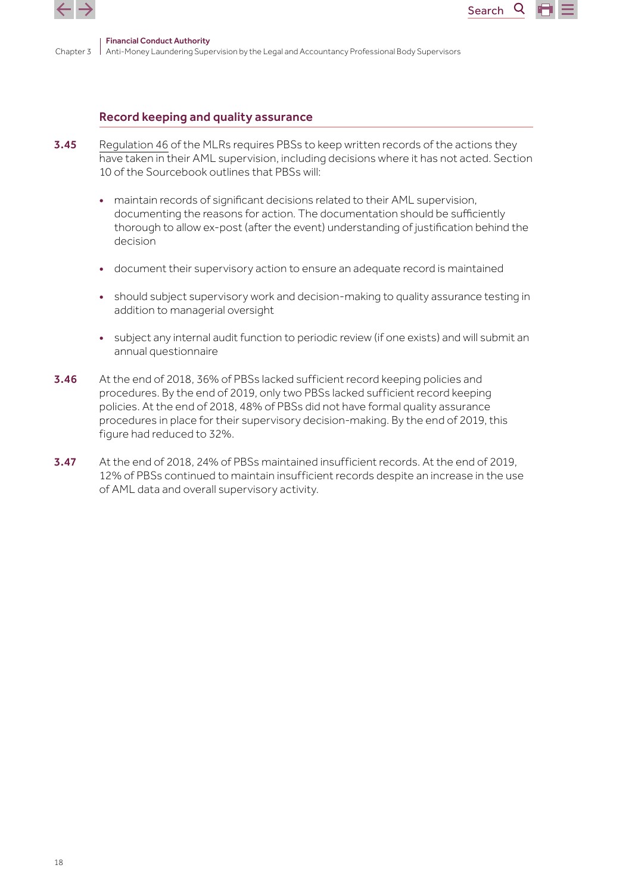### Record keeping and quality assurance

**3.45** Regulation 46 of the MLRs requires PBSs to keep written records of the actions they have taken in their AML supervision, including decisions where it has not acted. Section 10 of the Sourcebook outlines that PBSs will:

- maintain records of significant decisions related to their AML supervision, documenting the reasons for action. The documentation should be sufficiently thorough to allow ex-post (after the event) understanding of justification behind the decision
- document their supervisory action to ensure an adequate record is maintained
- should subject supervisory work and decision-making to quality assurance testing in addition to managerial oversight
- subject any internal audit function to periodic review (if one exists) and will submit an annual questionnaire

**3.46** At the end of 2018, 36% of PBSs lacked sufficient record keeping policies and procedures. By the end of 2019, only two PBSs lacked sufficient record keeping policies. At the end of 2018, 48% of PBSs did not have formal quality assurance procedures in place for their supervisory decision-making. By the end of 2019, this figure had reduced to 32%.

**3.47** At the end of 2018, 24% of PBSs maintained insufficient records. At the end of 2019, 12% of PBSs continued to maintain insufficient records despite an increase in the use of AML data and overall supervisory activity.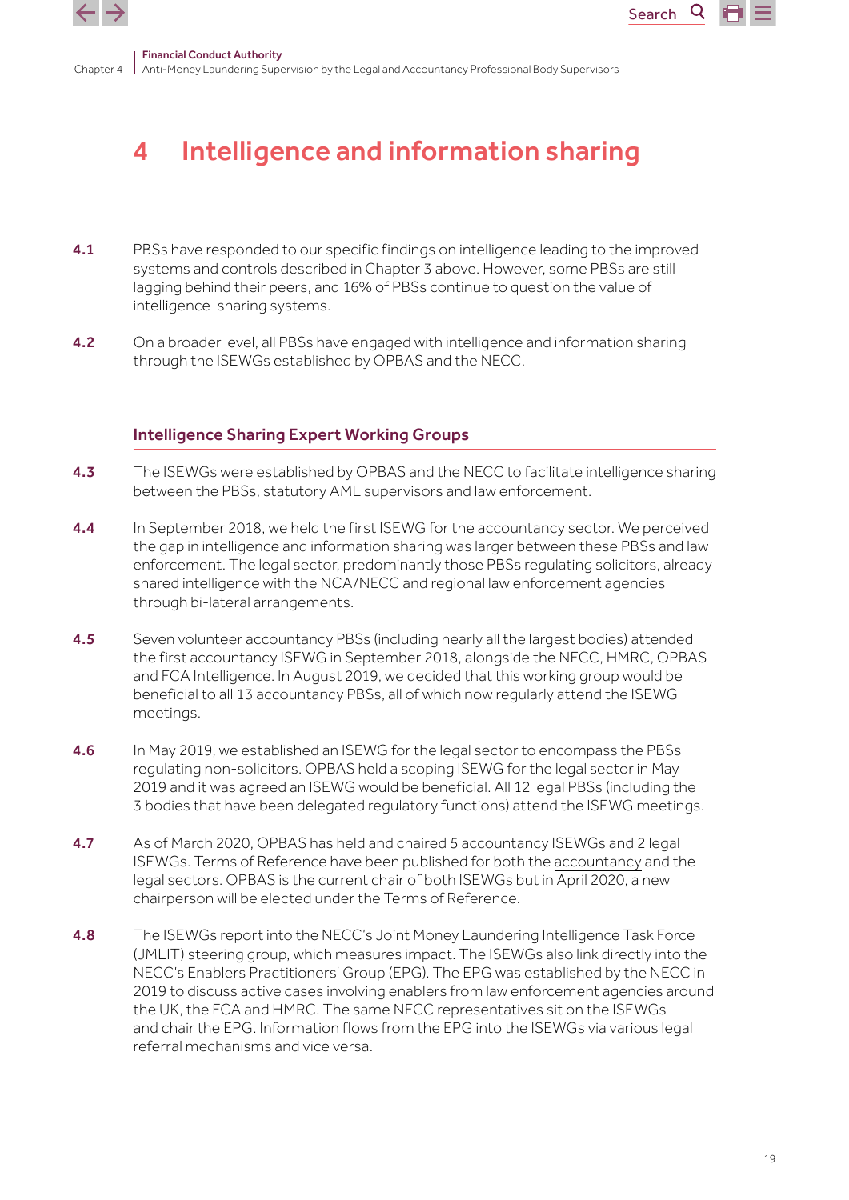# 4 Intelligence and information sharing

**4.1** PBSs have responded to our specific findings on intelligence leading to the improved systems and controls described in Chapter 3 above. However, some PBSs are still lagging behind their peers, and 16% of PBSs continue to question the value of intelligence-sharing systems.

**4.2** On a broader level, all PBSs have engaged with intelligence and information sharing through the ISEWGs established by OPBAS and the NECC.

## Intelligence Sharing Expert Working Groups

**4.3** The ISEWGs were established by OPBAS and the NECC to facilitate intelligence sharing between the PBSs, statutory AML supervisors and law enforcement.

**4.4** In September 2018, we held the first ISEWG for the accountancy sector. We perceived the gap in intelligence and information sharing was larger between these PBSs and law enforcement. The legal sector, predominantly those PBSs regulating solicitors, already shared intelligence with the NCA/NECC and regional law enforcement agencies through bi-lateral arrangements.

**4.5** Seven volunteer accountancy PBSs (including nearly all the largest bodies) attended the first accountancy ISEWG in September 2018, alongside the NECC, HMRC, OPBAS and FCA Intelligence. In August 2019, we decided that this working group would be beneficial to all 13 accountancy PBSs, all of which now regularly attend the ISEWG meetings.

**4.6** In May 2019, we established an ISEWG for the legal sector to encompass the PBSs regulating non-solicitors. OPBAS held a scoping ISEWG for the legal sector in May 2019 and it was agreed an ISEWG would be beneficial. All 12 legal PBSs (including the 3 bodies that have been delegated regulatory functions) attend the ISEWG meetings.

**4.7** As of March 2020, OPBAS has held and chaired 5 accountancy ISEWGs and 2 legal ISEWGs. Terms of Reference have been published for both the accountancy and the legal sectors. OPBAS is the current chair of both ISEWGs but in April 2020, a new chairperson will be elected under the Terms of Reference.

**4.8** The ISEWGs report into the NECC's Joint Money Laundering Intelligence Task Force (JMLIT) steering group, which measures impact. The ISEWGs also link directly into the NECC's Enablers Practitioners' Group (EPG). The EPG was established by the NECC in 2019 to discuss active cases involving enablers from law enforcement agencies around the UK, the FCA and HMRC. The same NECC representatives sit on the ISEWGs and chair the EPG. Information flows from the EPG into the ISEWGs via various legal referral mechanisms and vice versa.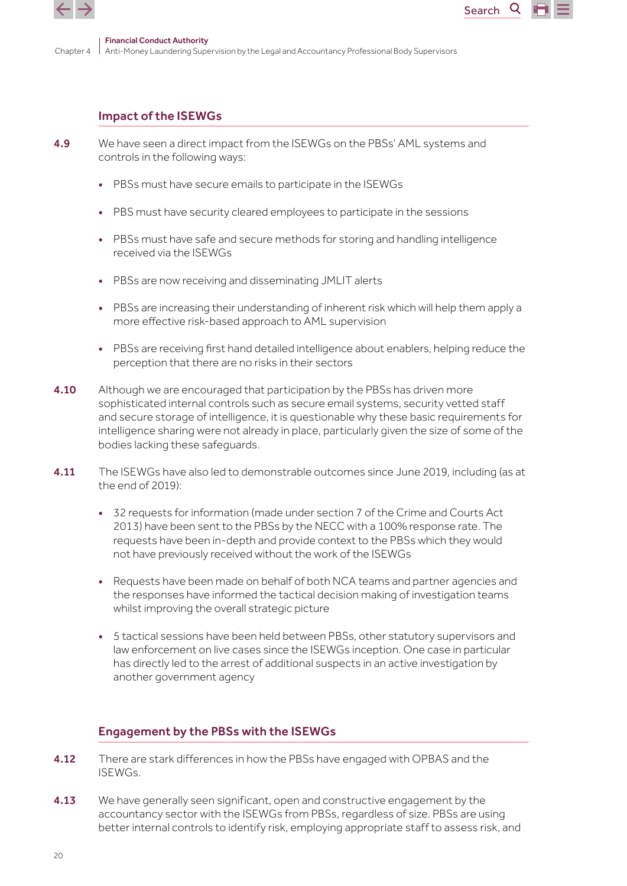## Impact of the ISEWGs

**4.9** We have seen a direct impact from the ISEWGs on the PBSs' AML systems and controls in the following ways:

- PBSs must have secure emails to participate in the ISEWGs
- PBS must have security cleared employees to participate in the sessions
- PBSs must have safe and secure methods for storing and handling intelligence received via the ISEWGs
- PBSs are now receiving and disseminating JMLIT alerts
- PBSs are increasing their understanding of inherent risk which will help them apply a more effective risk-based approach to AML supervision
- PBSs are receiving first hand detailed intelligence about enablers, helping reduce the perception that there are no risks in their sectors

**4.10** Although we are encouraged that participation by the PBSs has driven more sophisticated internal controls such as secure email systems, security vetted staff and secure storage of intelligence, it is questionable why these basic requirements for intelligence sharing were not already in place, particularly given the size of some of the bodies lacking these safeguards.

**4.11** The ISEWGs have also led to demonstrable outcomes since June 2019, including (as at the end of 2019):

- 32 requests for information (made under section 7 of the Crime and Courts Act 2013) have been sent to the PBSs by the NECC with a 100% response rate. The requests have been in-depth and provide context to the PBSs which they would not have previously received without the work of the ISEWGs
- Requests have been made on behalf of both NCA teams and partner agencies and the responses have informed the tactical decision making of investigation teams whilst improving the overall strategic picture
- 5 tactical sessions have been held between PBSs, other statutory supervisors and law enforcement on live cases since the ISEWGs inception. One case in particular has directly led to the arrest of additional suspects in an active investigation by another government agency

## Engagement by the PBSs with the ISEWGs

**4.12** There are stark differences in how the PBSs have engaged with OPBAS and the ISEWGs.

**4.13** We have generally seen significant, open and constructive engagement by the accountancy sector with the ISEWGs from PBSs, regardless of size. PBSs are using better internal controls to identify risk, employing appropriate staff to assess risk, and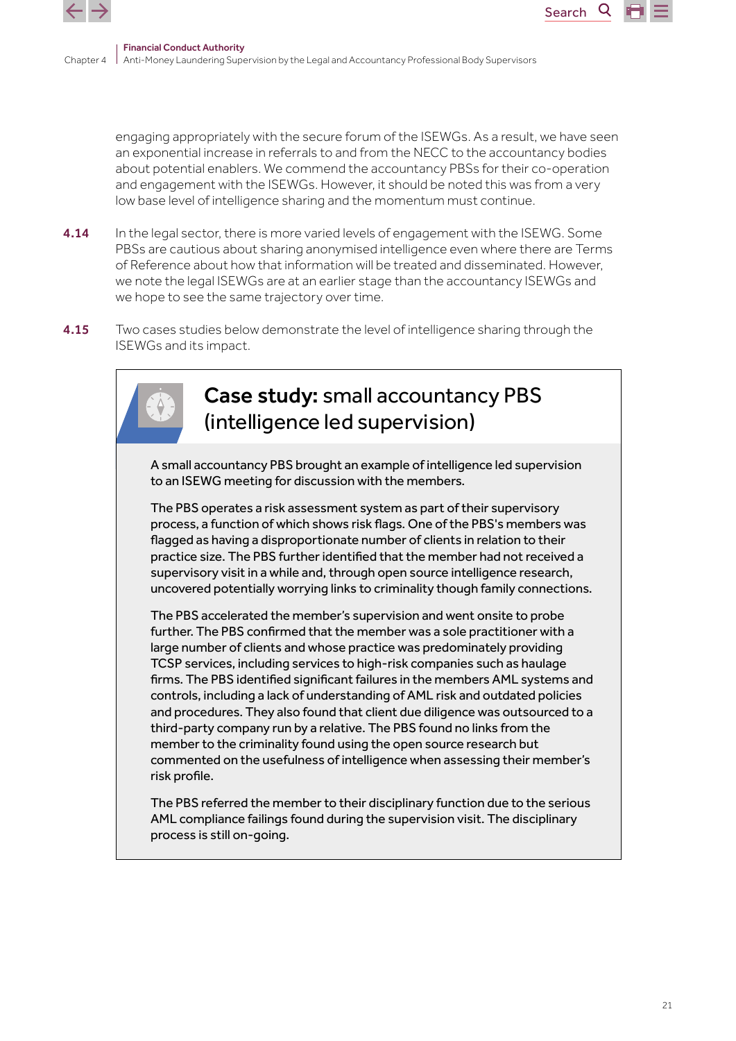engaging appropriately with the secure forum of the ISEWGs. As a result, we have seen an exponential increase in referrals to and from the NECC to the accountancy bodies about potential enablers. We commend the accountancy PBSs for their co-operation and engagement with the ISEWGs. However, it should be noted this was from a very low base level of intelligence sharing and the momentum must continue.

**4.14** In the legal sector, there is more varied levels of engagement with the ISEWG. Some PBSs are cautious about sharing anonymised intelligence even where there are Terms of Reference about how that information will be treated and disseminated. However, we note the legal ISEWGs are at an earlier stage than the accountancy ISEWGs and we hope to see the same trajectory over time.

**4.15** Two cases studies below demonstrate the level of intelligence sharing through the ISEWGs and its impact.

## **Case study:** small accountancy PBS (intelligence led supervision)

A small accountancy PBS brought an example of intelligence led supervision to an ISEWG meeting for discussion with the members.

The PBS operates a risk assessment system as part of their supervisory process, a function of which shows risk flags. One of the PBS's members was flagged as having a disproportionate number of clients in relation to their practice size. The PBS further identified that the member had not received a supervisory visit in a while and, through open source intelligence research, uncovered potentially worrying links to criminality though family connections.

The PBS accelerated the member's supervision and went onsite to probe further. The PBS confirmed that the member was a sole practitioner with a large number of clients and whose practice was predominately providing TCSP services, including services to high-risk companies such as haulage firms. The PBS identified significant failures in the members AML systems and controls, including a lack of understanding of AML risk and outdated policies and procedures. They also found that client due diligence was outsourced to a third-party company run by a relative. The PBS found no links from the member to the criminality found using the open source research but commented on the usefulness of intelligence when assessing their member's risk profile.

The PBS referred the member to their disciplinary function due to the serious AML compliance failings found during the supervision visit. The disciplinary process is still on-going.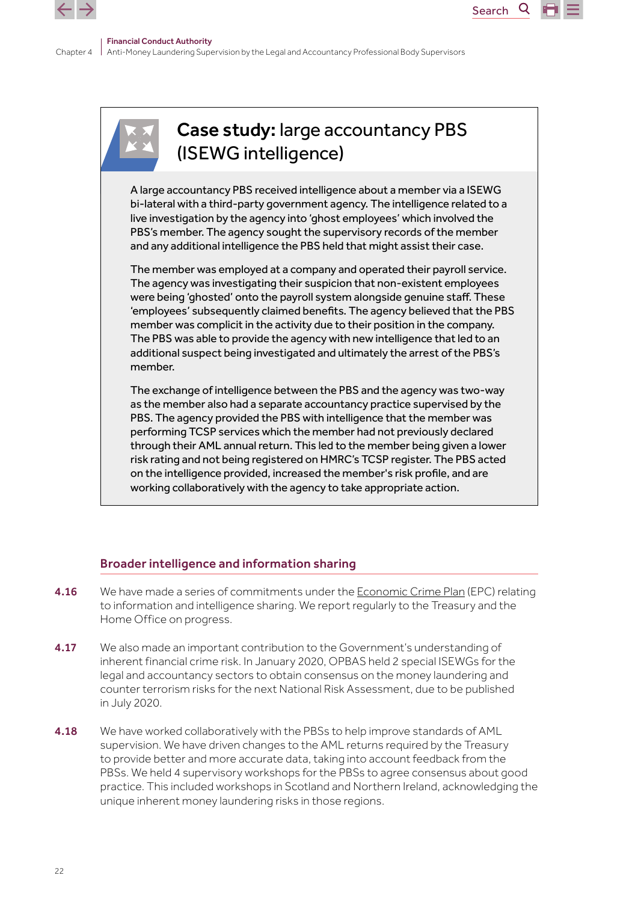## **Case study:** large accountancy PBS (ISEWG intelligence)

A large accountancy PBS received intelligence about a member via a ISEWG bi-lateral with a third-party government agency. The intelligence related to a live investigation by the agency into 'ghost employees' which involved the PBS's member. The agency sought the supervisory records of the member and any additional intelligence the PBS held that might assist their case.

The member was employed at a company and operated their payroll service. The agency was investigating their suspicion that non-existent employees were being 'ghosted' onto the payroll system alongside genuine staff. These 'employees' subsequently claimed benefits. The agency believed that the PBS member was complicit in the activity due to their position in the company. The PBS was able to provide the agency with new intelligence that led to an additional suspect being investigated and ultimately the arrest of the PBS's member.

The exchange of intelligence between the PBS and the agency was two-way as the member also had a separate accountancy practice supervised by the PBS. The agency provided the PBS with intelligence that the member was performing TCSP services which the member had not previously declared through their AML annual return. This led to the member being given a lower risk rating and not being registered on HMRC's TCSP register. The PBS acted on the intelligence provided, increased the member's risk profile, and are working collaboratively with the agency to take appropriate action.

### Broader intelligence and information sharing

**4.16** We have made a series of commitments under the Economic Crime Plan (EPC) relating to information and intelligence sharing. We report regularly to the Treasury and the Home Office on progress.

**4.17** We also made an important contribution to the Government's understanding of inherent financial crime risk. In January 2020, OPBAS held 2 special ISEWGs for the legal and accountancy sectors to obtain consensus on the money laundering and counter terrorism risks for the next National Risk Assessment, due to be published in July 2020.

**4.18** We have worked collaboratively with the PBSs to help improve standards of AML supervision. We have driven changes to the AML returns required by the Treasury to provide better and more accurate data, taking into account feedback from the PBSs. We held 4 supervisory workshops for the PBSs to agree consensus about good practice. This included workshops in Scotland and Northern Ireland, acknowledging the unique inherent money laundering risks in those regions.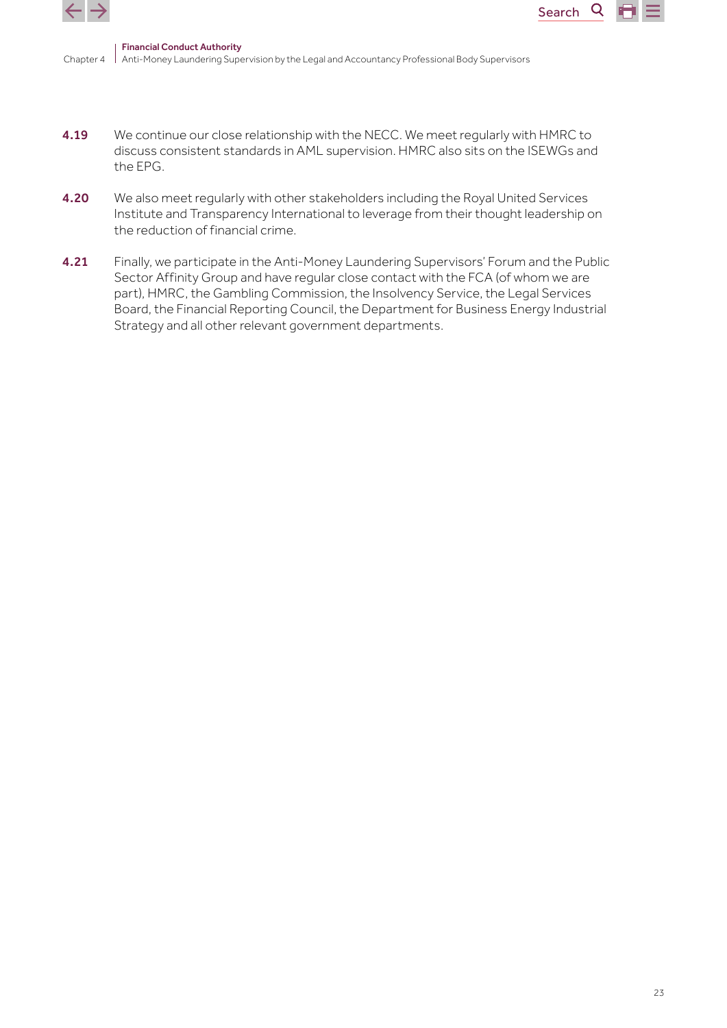**4.19** We continue our close relationship with the NECC. We meet regularly with HMRC to discuss consistent standards in AML supervision. HMRC also sits on the ISEWGs and the EPG.

**4.20** We also meet regularly with other stakeholders including the Royal United Services Institute and Transparency International to leverage from their thought leadership on the reduction of financial crime.

**4.21** Finally, we participate in the Anti-Money Laundering Supervisors' Forum and the Public Sector Affinity Group and have regular close contact with the FCA (of whom we are part), HMRC, the Gambling Commission, the Insolvency Service, the Legal Services Board, the Financial Reporting Council, the Department for Business Energy Industrial Strategy and all other relevant government departments.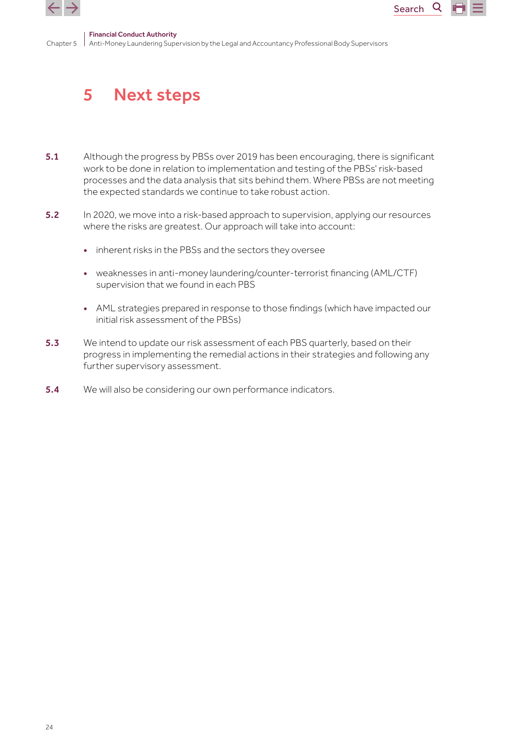# 5 Next steps

**5.1** Although the progress by PBSs over 2019 has been encouraging, there is significant work to be done in relation to implementation and testing of the PBSs' risk-based processes and the data analysis that sits behind them. Where PBSs are not meeting the expected standards we continue to take robust action.

**5.2** In 2020, we move into a risk-based approach to supervision, applying our resources where the risks are greatest. Our approach will take into account:

- inherent risks in the PBSs and the sectors they oversee
- weaknesses in anti-money laundering/counter-terrorist financing (AML/CTF) supervision that we found in each PBS
- AML strategies prepared in response to those findings (which have impacted our initial risk assessment of the PBSs)

**5.3** We intend to update our risk assessment of each PBS quarterly, based on their progress in implementing the remedial actions in their strategies and following any further supervisory assessment.

**5.4** We will also be considering our own performance indicators.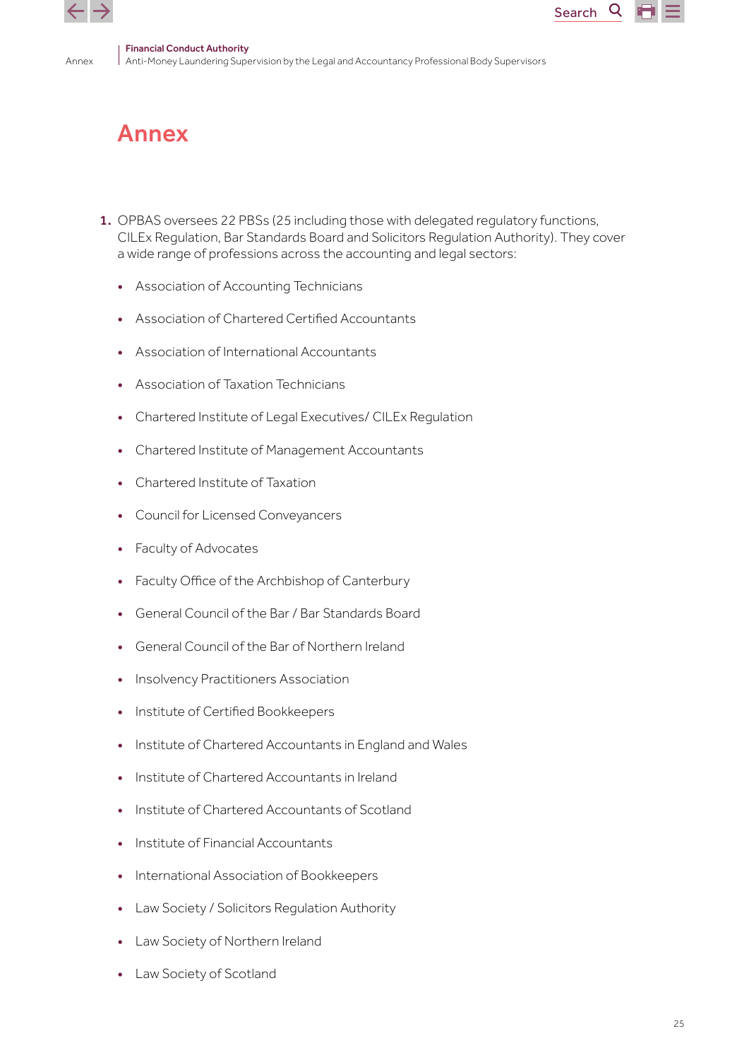# Annex

1. OPBAS oversees 22 PBSs (25 including those with delegated regulatory functions, CILEx Regulation, Bar Standards Board and Solicitors Regulation Authority). They cover a wide range of professions across the accounting and legal sectors:

    - Association of Accounting Technicians
    - Association of Chartered Certified Accountants
    - Association of International Accountants
    - Association of Taxation Technicians
    - Chartered Institute of Legal Executives/ CILEx Regulation
    - Chartered Institute of Management Accountants
    - Chartered Institute of Taxation
    - Council for Licensed Conveyancers
    - Faculty of Advocates
    - Faculty Office of the Archbishop of Canterbury
    - General Council of the Bar / Bar Standards Board
    - General Council of the Bar of Northern Ireland
    - Insolvency Practitioners Association
    - Institute of Certified Bookkeepers
    - Institute of Chartered Accountants in England and Wales
    - Institute of Chartered Accountants in Ireland
    - Institute of Chartered Accountants of Scotland
    - Institute of Financial Accountants
    - International Association of Bookkeepers
    - Law Society / Solicitors Regulation Authority
    - Law Society of Northern Ireland
    - Law Society of Scotland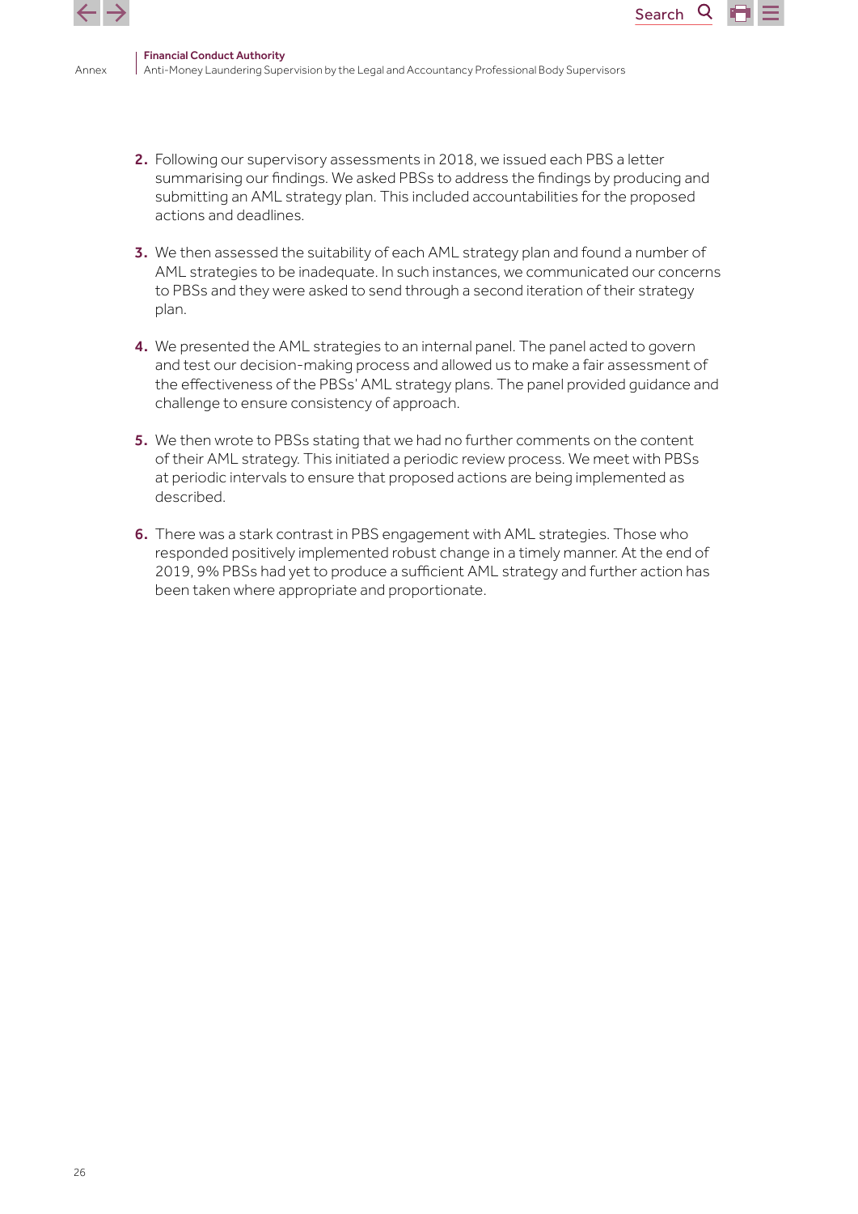2. Following our supervisory assessments in 2018, we issued each PBS a letter summarising our findings. We asked PBSs to address the findings by producing and submitting an AML strategy plan. This included accountabilities for the proposed actions and deadlines.

3. We then assessed the suitability of each AML strategy plan and found a number of AML strategies to be inadequate. In such instances, we communicated our concerns to PBSs and they were asked to send through a second iteration of their strategy plan.

4. We presented the AML strategies to an internal panel. The panel acted to govern and test our decision-making process and allowed us to make a fair assessment of the effectiveness of the PBSs' AML strategy plans. The panel provided guidance and challenge to ensure consistency of approach.

5. We then wrote to PBSs stating that we had no further comments on the content of their AML strategy. This initiated a periodic review process. We meet with PBSs at periodic intervals to ensure that proposed actions are being implemented as described.

6. There was a stark contrast in PBS engagement with AML strategies. Those who responded positively implemented robust change in a timely manner. At the end of 2019, 9% PBSs had yet to produce a sufficient AML strategy and further action has been taken where appropriate and proportionate.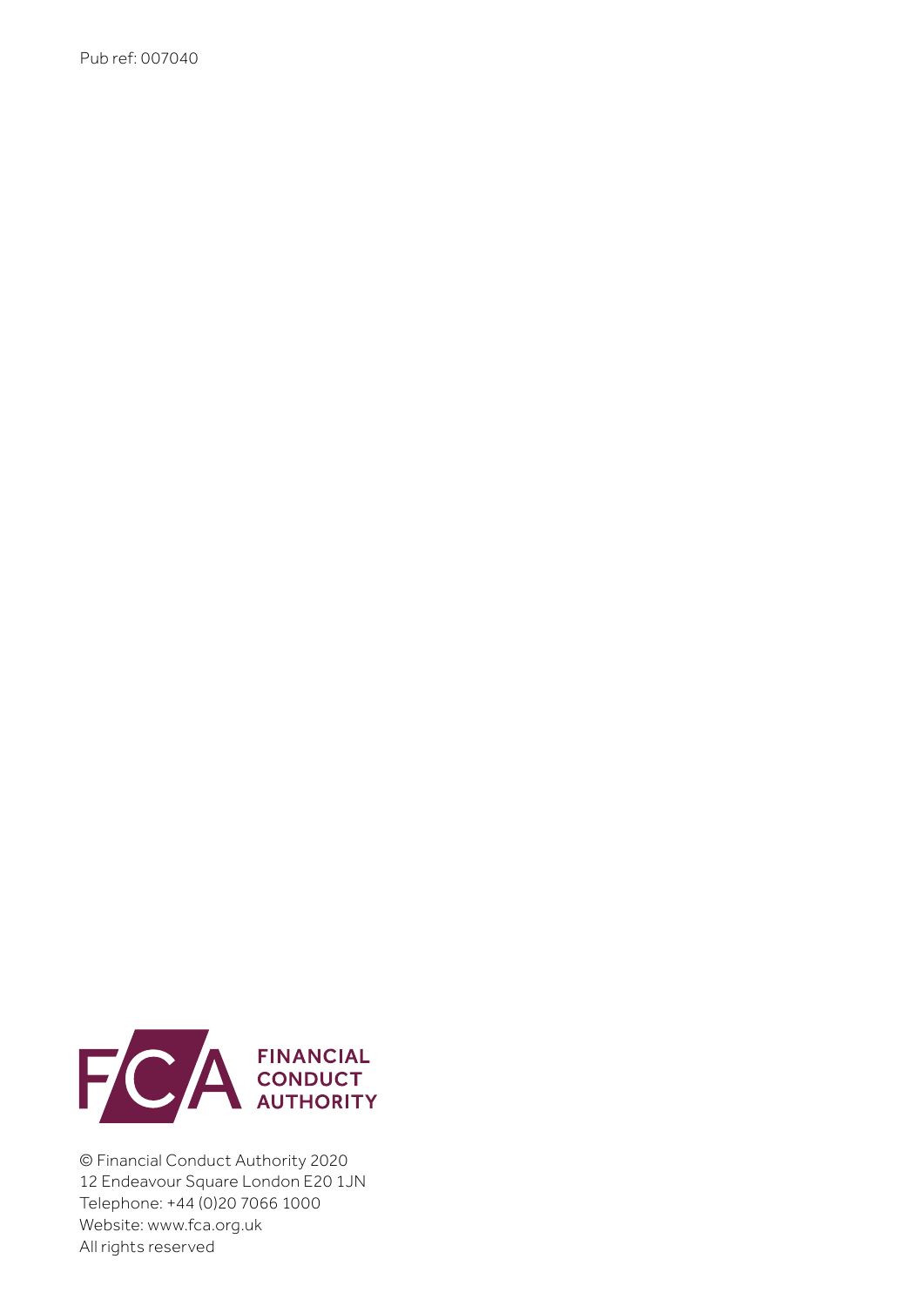Pub ref: 007040

FINANCIAL
CONDUCT
AUTHORITY

© Financial Conduct Authority 2020
12 Endeavour Square London E20 1JN
Telephone: +44 (0)20 7066 1000
Website: www.fca.org.uk
All rights reserved